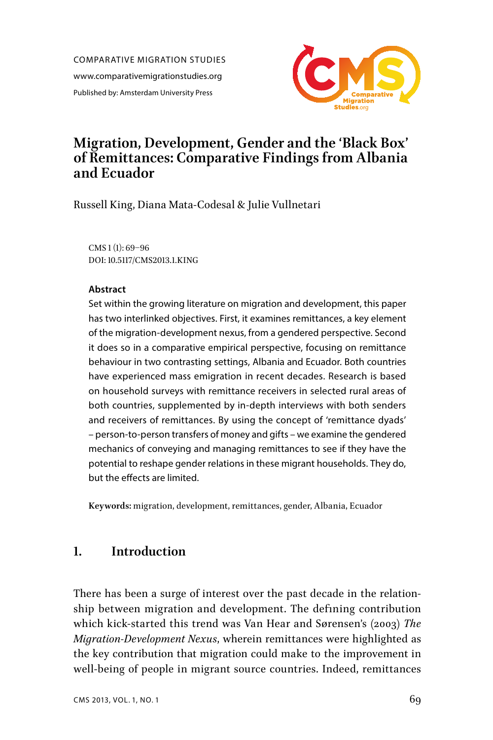COMPARATIVE MIGRATION STUDIES

www.comparativemigrationstudies.org

Published by: Amsterdam University Press

# Migration, Development, Gender and the 'Black Box' of Remittances: Comparative Findings from Albania and Ecuador

Russell King, Diana Mata-Codesal & Julie Vullnetari

CMS 1 (1): 69–96
DOI: 10.5117/CMS2013.1.KING

**Abstract**

Set within the growing literature on migration and development, this paper has two interlinked objectives. First, it examines remittances, a key element of the migration-development nexus, from a gendered perspective. Second it does so in a comparative empirical perspective, focusing on remittance behaviour in two contrasting settings, Albania and Ecuador. Both countries have experienced mass emigration in recent decades. Research is based on household surveys with remittance receivers in selected rural areas of both countries, supplemented by in-depth interviews with both senders and receivers of remittances. By using the concept of 'remittance dyads' – person-to-person transfers of money and gifts – we examine the gendered mechanics of conveying and managing remittances to see if they have the potential to reshape gender relations in these migrant households. They do, but the effects are limited.

**Keywords:** migration, development, remittances, gender, Albania, Ecuador

## 1. Introduction

There has been a surge of interest over the past decade in the relationship between migration and development. The defining contribution which kick-started this trend was Van Hear and Sørensen's (2003) *The Migration-Development Nexus*, wherein remittances were highlighted as the key contribution that migration could make to the improvement in well-being of people in migrant source countries. Indeed, remittances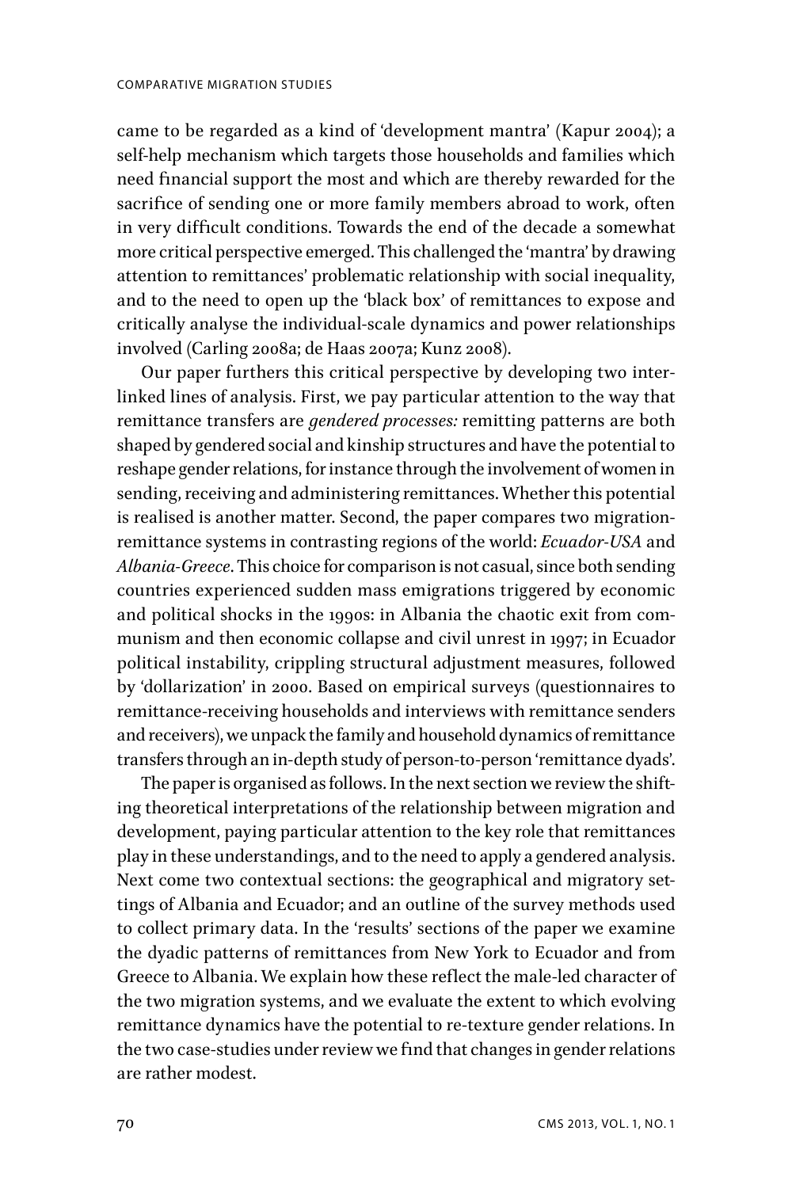came to be regarded as a kind of 'development mantra' (Kapur 2004); a self-help mechanism which targets those households and families which need financial support the most and which are thereby rewarded for the sacrifice of sending one or more family members abroad to work, often in very difficult conditions. Towards the end of the decade a somewhat more critical perspective emerged. This challenged the 'mantra' by drawing attention to remittances' problematic relationship with social inequality, and to the need to open up the 'black box' of remittances to expose and critically analyse the individual-scale dynamics and power relationships involved (Carling 2008a; de Haas 2007a; Kunz 2008).

Our paper furthers this critical perspective by developing two interlinked lines of analysis. First, we pay particular attention to the way that remittance transfers are *gendered processes:* remitting patterns are both shaped by gendered social and kinship structures and have the potential to reshape gender relations, for instance through the involvement of women in sending, receiving and administering remittances. Whether this potential is realised is another matter. Second, the paper compares two migration-remittance systems in contrasting regions of the world: *Ecuador-USA* and *Albania-Greece*. This choice for comparison is not casual, since both sending countries experienced sudden mass emigrations triggered by economic and political shocks in the 1990s: in Albania the chaotic exit from communism and then economic collapse and civil unrest in 1997; in Ecuador political instability, crippling structural adjustment measures, followed by 'dollarization' in 2000. Based on empirical surveys (questionnaires to remittance-receiving households and interviews with remittance senders and receivers), we unpack the family and household dynamics of remittance transfers through an in-depth study of person-to-person 'remittance dyads'.

The paper is organised as follows. In the next section we review the shifting theoretical interpretations of the relationship between migration and development, paying particular attention to the key role that remittances play in these understandings, and to the need to apply a gendered analysis. Next come two contextual sections: the geographical and migratory settings of Albania and Ecuador; and an outline of the survey methods used to collect primary data. In the 'results' sections of the paper we examine the dyadic patterns of remittances from New York to Ecuador and from Greece to Albania. We explain how these reflect the male-led character of the two migration systems, and we evaluate the extent to which evolving remittance dynamics have the potential to re-texture gender relations. In the two case-studies under review we find that changes in gender relations are rather modest.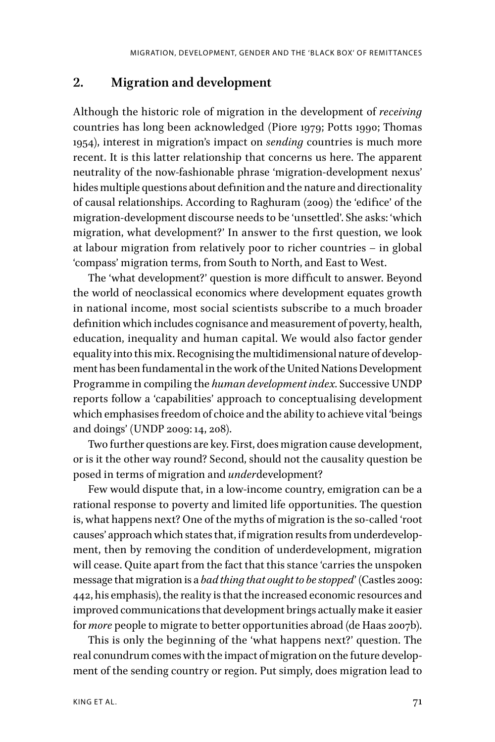## 2. Migration and development

Although the historic role of migration in the development of *receiving* countries has long been acknowledged (Piore 1979; Potts 1990; Thomas 1954), interest in migration's impact on *sending* countries is much more recent. It is this latter relationship that concerns us here. The apparent neutrality of the now-fashionable phrase 'migration-development nexus' hides multiple questions about definition and the nature and directionality of causal relationships. According to Raghuram (2009) the 'edifice' of the migration-development discourse needs to be 'unsettled'. She asks: 'which migration, what development?' In answer to the first question, we look at labour migration from relatively poor to richer countries – in global 'compass' migration terms, from South to North, and East to West.

The 'what development?' question is more difficult to answer. Beyond the world of neoclassical economics where development equates growth in national income, most social scientists subscribe to a much broader definition which includes cognisance and measurement of poverty, health, education, inequality and human capital. We would also factor gender equality into this mix. Recognising the multidimensional nature of development has been fundamental in the work of the United Nations Development Programme in compiling the *human development index.* Successive UNDP reports follow a 'capabilities' approach to conceptualising development which emphasises freedom of choice and the ability to achieve vital 'beings and doings' (UNDP 2009: 14, 208).

Two further questions are key. First, does migration cause development, or is it the other way round? Second, should not the causality question be posed in terms of migration and *under*development?

Few would dispute that, in a low-income country, emigration can be a rational response to poverty and limited life opportunities. The question is, what happens next? One of the myths of migration is the so-called 'root causes' approach which states that, if migration results from underdevelopment, then by removing the condition of underdevelopment, migration will cease. Quite apart from the fact that this stance 'carries the unspoken message that migration is a *bad thing that ought to be stopped*' (Castles 2009: 442, his emphasis), the reality is that the increased economic resources and improved communications that development brings actually make it easier for *more* people to migrate to better opportunities abroad (de Haas 2007b).

This is only the beginning of the 'what happens next?' question. The real conundrum comes with the impact of migration on the future development of the sending country or region. Put simply, does migration lead to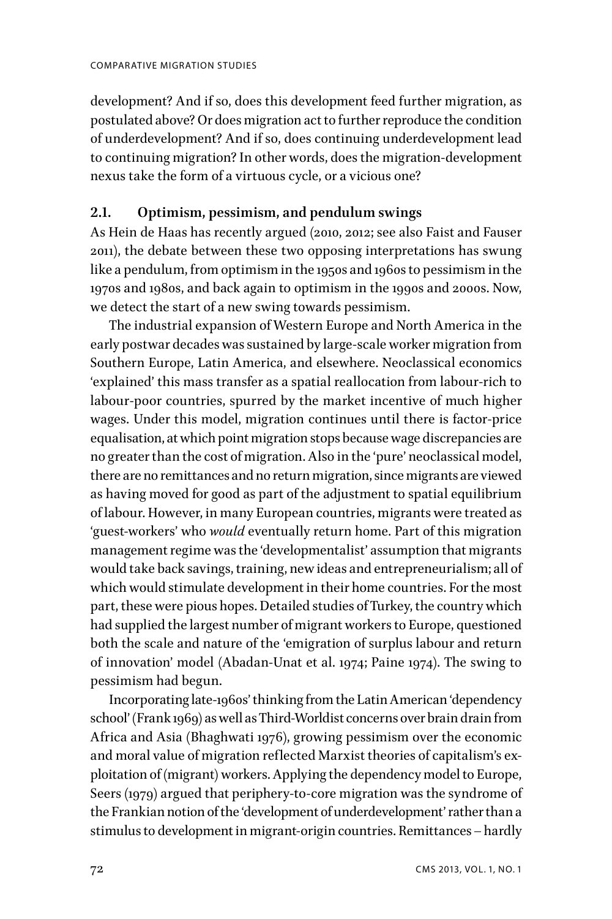development? And if so, does this development feed further migration, as postulated above? Or does migration act to further reproduce the condition of underdevelopment? And if so, does continuing underdevelopment lead to continuing migration? In other words, does the migration-development nexus take the form of a virtuous cycle, or a vicious one?

### 2.1. Optimism, pessimism, and pendulum swings

As Hein de Haas has recently argued (2010, 2012; see also Faist and Fauser 2011), the debate between these two opposing interpretations has swung like a pendulum, from optimism in the 1950s and 1960s to pessimism in the 1970s and 1980s, and back again to optimism in the 1990s and 2000s. Now, we detect the start of a new swing towards pessimism.

The industrial expansion of Western Europe and North America in the early postwar decades was sustained by large-scale worker migration from Southern Europe, Latin America, and elsewhere. Neoclassical economics 'explained' this mass transfer as a spatial reallocation from labour-rich to labour-poor countries, spurred by the market incentive of much higher wages. Under this model, migration continues until there is factor-price equalisation, at which point migration stops because wage discrepancies are no greater than the cost of migration. Also in the 'pure' neoclassical model, there are no remittances and no return migration, since migrants are viewed as having moved for good as part of the adjustment to spatial equilibrium of labour. However, in many European countries, migrants were treated as 'guest-workers' who *would* eventually return home. Part of this migration management regime was the 'developmentalist' assumption that migrants would take back savings, training, new ideas and entrepreneurialism; all of which would stimulate development in their home countries. For the most part, these were pious hopes. Detailed studies of Turkey, the country which had supplied the largest number of migrant workers to Europe, questioned both the scale and nature of the 'emigration of surplus labour and return of innovation' model (Abadan-Unat et al. 1974; Paine 1974). The swing to pessimism had begun.

Incorporating late-1960s' thinking from the Latin American 'dependency school' (Frank 1969) as well as Third-Worldist concerns over brain drain from Africa and Asia (Bhaghwati 1976), growing pessimism over the economic and moral value of migration reflected Marxist theories of capitalism's exploitation of (migrant) workers. Applying the dependency model to Europe, Seers (1979) argued that periphery-to-core migration was the syndrome of the Frankian notion of the 'development of underdevelopment' rather than a stimulus to development in migrant-origin countries. Remittances – hardly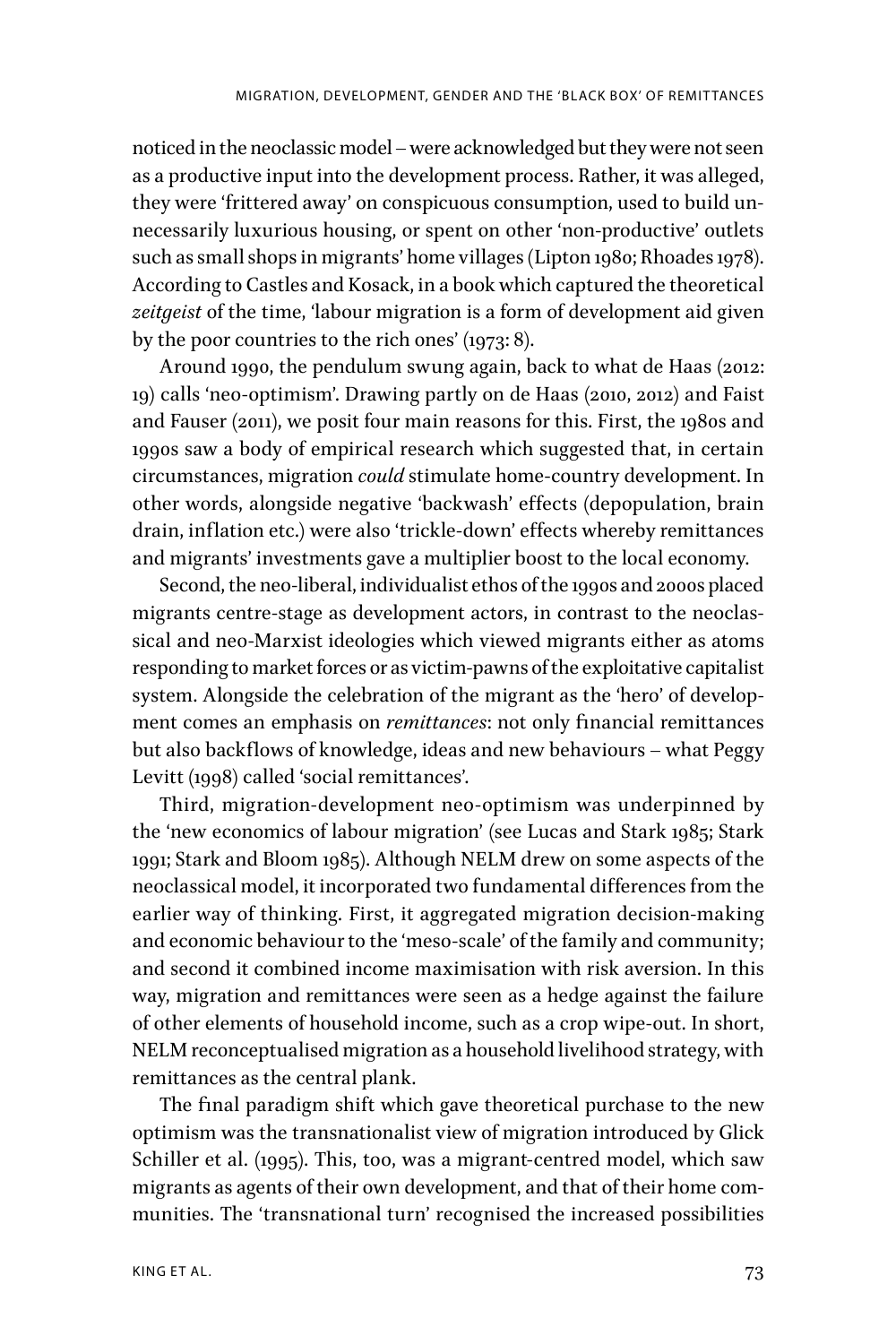noticed in the neoclassic model – were acknowledged but they were not seen as a productive input into the development process. Rather, it was alleged, they were 'frittered away' on conspicuous consumption, used to build unnecessarily luxurious housing, or spent on other 'non-productive' outlets such as small shops in migrants' home villages (Lipton 1980; Rhoades 1978). According to Castles and Kosack, in a book which captured the theoretical *zeitgeist* of the time, 'labour migration is a form of development aid given by the poor countries to the rich ones' (1973: 8).

Around 1990, the pendulum swung again, back to what de Haas (2012: 19) calls 'neo-optimism'. Drawing partly on de Haas (2010, 2012) and Faist and Fauser (2011), we posit four main reasons for this. First, the 1980s and 1990s saw a body of empirical research which suggested that, in certain circumstances, migration *could* stimulate home-country development. In other words, alongside negative 'backwash' effects (depopulation, brain drain, inflation etc.) were also 'trickle-down' effects whereby remittances and migrants' investments gave a multiplier boost to the local economy.

Second, the neo-liberal, individualist ethos of the 1990s and 2000s placed migrants centre-stage as development actors, in contrast to the neoclassical and neo-Marxist ideologies which viewed migrants either as atoms responding to market forces or as victim-pawns of the exploitative capitalist system. Alongside the celebration of the migrant as the 'hero' of development comes an emphasis on *remittances*: not only financial remittances but also backflows of knowledge, ideas and new behaviours – what Peggy Levitt (1998) called 'social remittances'.

Third, migration-development neo-optimism was underpinned by the 'new economics of labour migration' (see Lucas and Stark 1985; Stark 1991; Stark and Bloom 1985). Although NELM drew on some aspects of the neoclassical model, it incorporated two fundamental differences from the earlier way of thinking. First, it aggregated migration decision-making and economic behaviour to the 'meso-scale' of the family and community; and second it combined income maximisation with risk aversion. In this way, migration and remittances were seen as a hedge against the failure of other elements of household income, such as a crop wipe-out. In short, NELM reconceptualised migration as a household livelihood strategy, with remittances as the central plank.

The final paradigm shift which gave theoretical purchase to the new optimism was the transnationalist view of migration introduced by Glick Schiller et al. (1995). This, too, was a migrant-centred model, which saw migrants as agents of their own development, and that of their home communities. The 'transnational turn' recognised the increased possibilities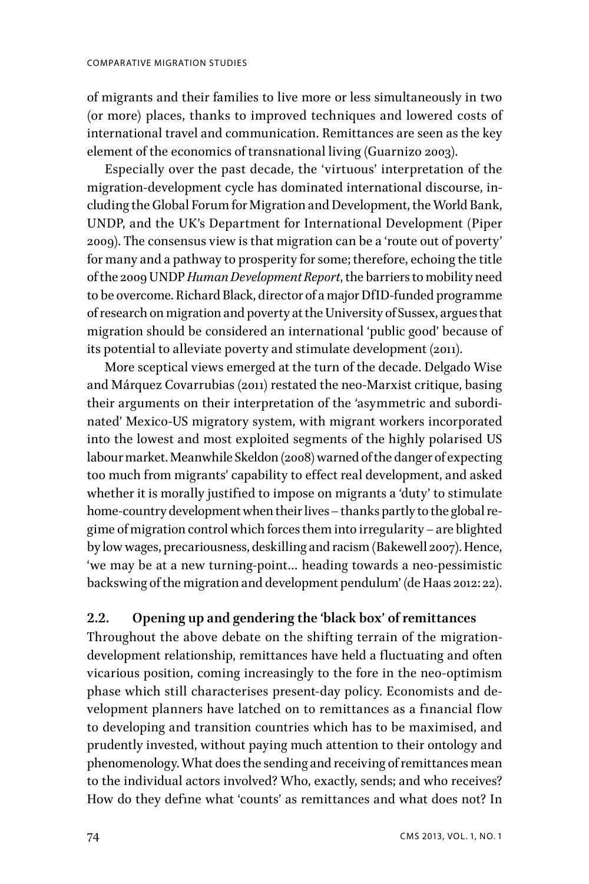of migrants and their families to live more or less simultaneously in two (or more) places, thanks to improved techniques and lowered costs of international travel and communication. Remittances are seen as the key element of the economics of transnational living (Guarnizo 2003).

Especially over the past decade, the 'virtuous' interpretation of the migration-development cycle has dominated international discourse, including the Global Forum for Migration and Development, the World Bank, UNDP, and the UK's Department for International Development (Piper 2009). The consensus view is that migration can be a 'route out of poverty' for many and a pathway to prosperity for some; therefore, echoing the title of the 2009 UNDP *Human Development Report*, the barriers to mobility need to be overcome. Richard Black, director of a major DfID-funded programme of research on migration and poverty at the University of Sussex, argues that migration should be considered an international 'public good' because of its potential to alleviate poverty and stimulate development (2011).

More sceptical views emerged at the turn of the decade. Delgado Wise and Márquez Covarrubias (2011) restated the neo-Marxist critique, basing their arguments on their interpretation of the 'asymmetric and subordinated' Mexico-US migratory system, with migrant workers incorporated into the lowest and most exploited segments of the highly polarised US labour market. Meanwhile Skeldon (2008) warned of the danger of expecting too much from migrants' capability to effect real development, and asked whether it is morally justified to impose on migrants a 'duty' to stimulate home-country development when their lives – thanks partly to the global regime of migration control which forces them into irregularity – are blighted by low wages, precariousness, deskilling and racism (Bakewell 2007). Hence, 'we may be at a new turning-point… heading towards a neo-pessimistic backswing of the migration and development pendulum' (de Haas 2012: 22).

### 2.2. Opening up and gendering the 'black box' of remittances

Throughout the above debate on the shifting terrain of the migration-development relationship, remittances have held a fluctuating and often vicarious position, coming increasingly to the fore in the neo-optimism phase which still characterises present-day policy. Economists and development planners have latched on to remittances as a financial flow to developing and transition countries which has to be maximised, and prudently invested, without paying much attention to their ontology and phenomenology. What does the sending and receiving of remittances mean to the individual actors involved? Who, exactly, sends; and who receives? How do they define what 'counts' as remittances and what does not? In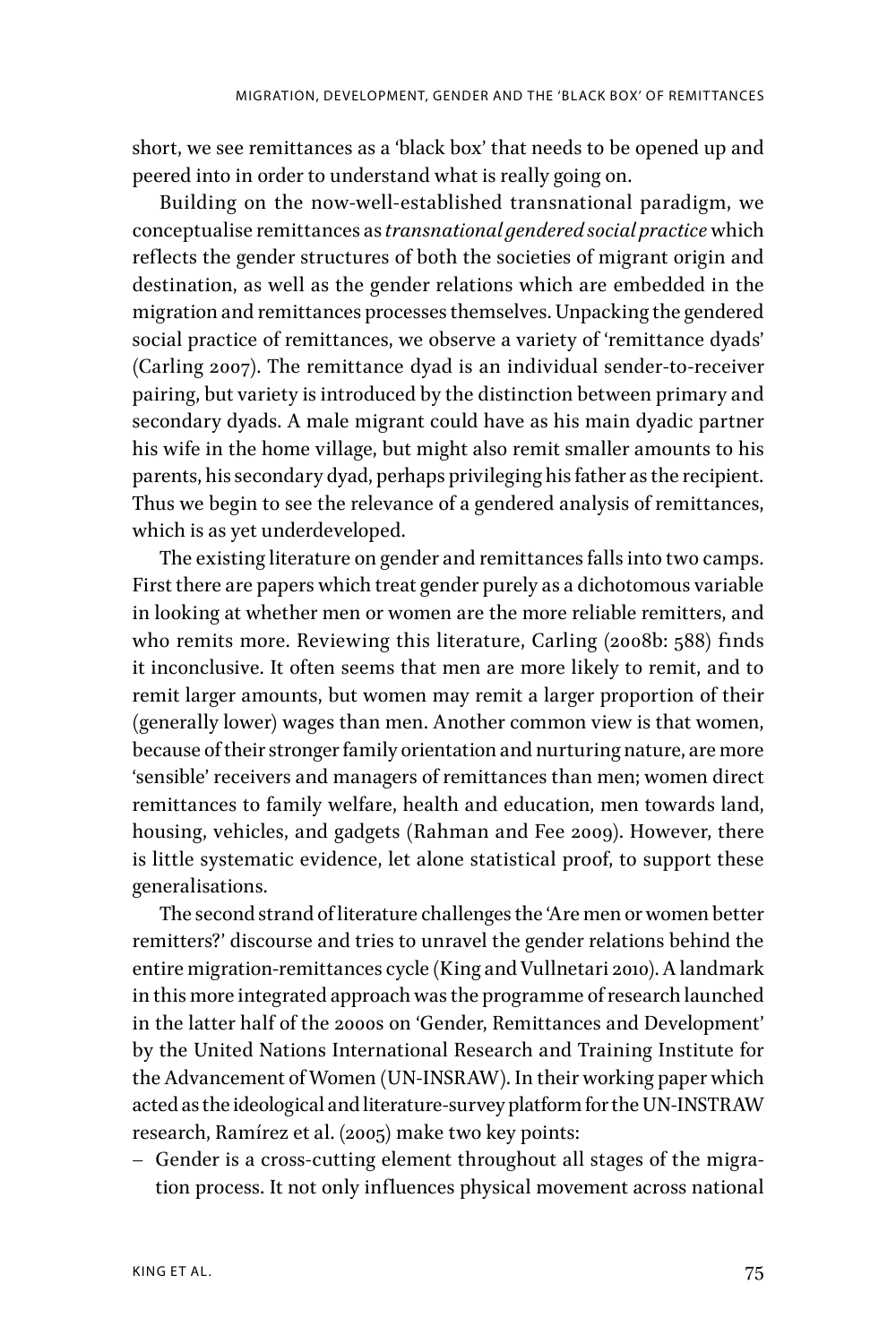short, we see remittances as a 'black box' that needs to be opened up and peered into in order to understand what is really going on.

Building on the now-well-established transnational paradigm, we conceptualise remittances as *transnational gendered social practice* which reflects the gender structures of both the societies of migrant origin and destination, as well as the gender relations which are embedded in the migration and remittances processes themselves. Unpacking the gendered social practice of remittances, we observe a variety of 'remittance dyads' (Carling 2007). The remittance dyad is an individual sender-to-receiver pairing, but variety is introduced by the distinction between primary and secondary dyads. A male migrant could have as his main dyadic partner his wife in the home village, but might also remit smaller amounts to his parents, his secondary dyad, perhaps privileging his father as the recipient. Thus we begin to see the relevance of a gendered analysis of remittances, which is as yet underdeveloped.

The existing literature on gender and remittances falls into two camps. First there are papers which treat gender purely as a dichotomous variable in looking at whether men or women are the more reliable remitters, and who remits more. Reviewing this literature, Carling (2008b: 588) finds it inconclusive. It often seems that men are more likely to remit, and to remit larger amounts, but women may remit a larger proportion of their (generally lower) wages than men. Another common view is that women, because of their stronger family orientation and nurturing nature, are more 'sensible' receivers and managers of remittances than men; women direct remittances to family welfare, health and education, men towards land, housing, vehicles, and gadgets (Rahman and Fee 2009). However, there is little systematic evidence, let alone statistical proof, to support these generalisations.

The second strand of literature challenges the 'Are men or women better remitters?' discourse and tries to unravel the gender relations behind the entire migration-remittances cycle (King and Vullnetari 2010). A landmark in this more integrated approach was the programme of research launched in the latter half of the 2000s on 'Gender, Remittances and Development' by the United Nations International Research and Training Institute for the Advancement of Women (UN-INSRAW). In their working paper which acted as the ideological and literature-survey platform for the UN-INSTRAW research, Ramírez et al. (2005) make two key points:

- Gender is a cross-cutting element throughout all stages of the migration process. It not only influences physical movement across national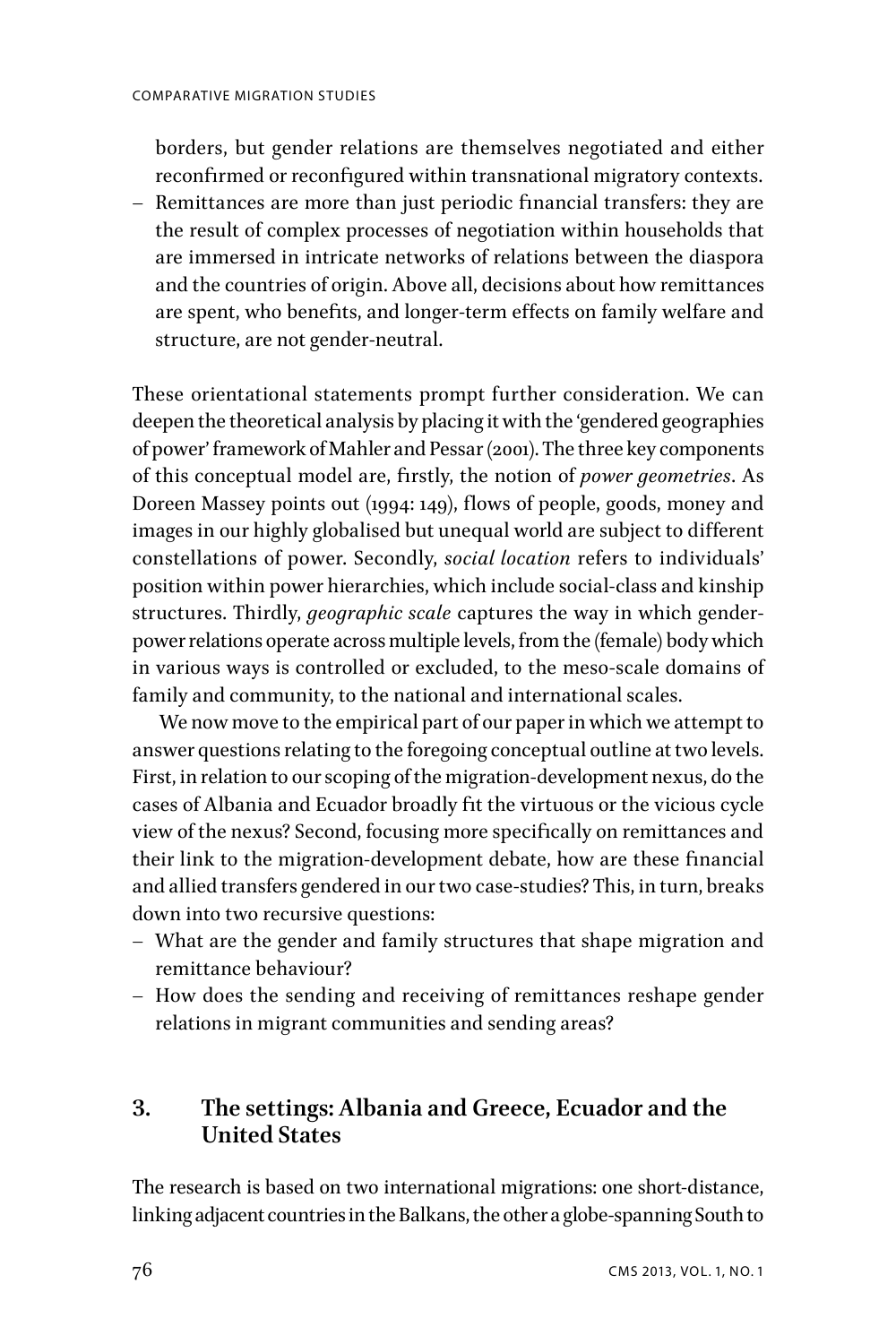borders, but gender relations are themselves negotiated and either reconfirmed or reconfigured within transnational migratory contexts.
- Remittances are more than just periodic financial transfers: they are the result of complex processes of negotiation within households that are immersed in intricate networks of relations between the diaspora and the countries of origin. Above all, decisions about how remittances are spent, who benefits, and longer-term effects on family welfare and structure, are not gender-neutral.

These orientational statements prompt further consideration. We can deepen the theoretical analysis by placing it with the 'gendered geographies of power' framework of Mahler and Pessar (2001). The three key components of this conceptual model are, firstly, the notion of *power geometries*. As Doreen Massey points out (1994: 149), flows of people, goods, money and images in our highly globalised but unequal world are subject to different constellations of power. Secondly, *social location* refers to individuals' position within power hierarchies, which include social-class and kinship structures. Thirdly, *geographic scale* captures the way in which gender-power relations operate across multiple levels, from the (female) body which in various ways is controlled or excluded, to the meso-scale domains of family and community, to the national and international scales.

We now move to the empirical part of our paper in which we attempt to answer questions relating to the foregoing conceptual outline at two levels. First, in relation to our scoping of the migration-development nexus, do the cases of Albania and Ecuador broadly fit the virtuous or the vicious cycle view of the nexus? Second, focusing more specifically on remittances and their link to the migration-development debate, how are these financial and allied transfers gendered in our two case-studies? This, in turn, breaks down into two recursive questions:

- What are the gender and family structures that shape migration and remittance behaviour?
- How does the sending and receiving of remittances reshape gender relations in migrant communities and sending areas?

## 3. The settings: Albania and Greece, Ecuador and the United States

The research is based on two international migrations: one short-distance, linking adjacent countries in the Balkans, the other a globe-spanning South to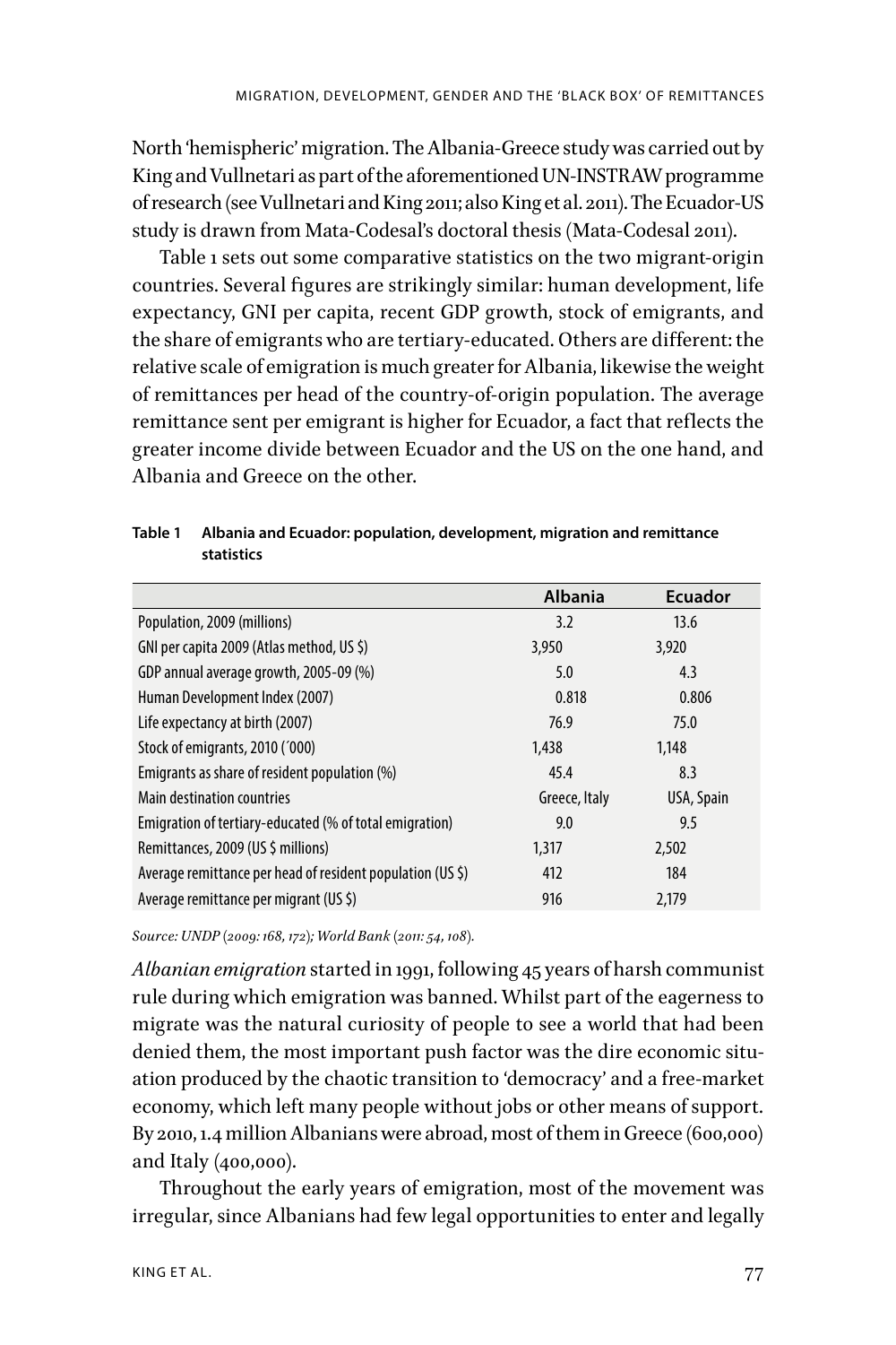North 'hemispheric' migration. The Albania-Greece study was carried out by King and Vullnetari as part of the aforementioned UN-INSTRAW programme of research (see Vullnetari and King 2011; also King et al. 2011). The Ecuador-US study is drawn from Mata-Codesal's doctoral thesis (Mata-Codesal 2011).

Table 1 sets out some comparative statistics on the two migrant-origin countries. Several figures are strikingly similar: human development, life expectancy, GNI per capita, recent GDP growth, stock of emigrants, and the share of emigrants who are tertiary-educated. Others are different: the relative scale of emigration is much greater for Albania, likewise the weight of remittances per head of the country-of-origin population. The average remittance sent per emigrant is higher for Ecuador, a fact that reflects the greater income divide between Ecuador and the US on the one hand, and Albania and Greece on the other.

**Table 1 Albania and Ecuador: population, development, migration and remittance statistics**

| | Albania | Ecuador |
|---|---|---|
| Population, 2009 (millions) | 3.2 | 13.6 |
| GNI per capita 2009 (Atlas method, US $) | 3,950 | 3,920 |
| GDP annual average growth, 2005-09 (%) | 5.0 | 4.3 |
| Human Development Index (2007) | 0.818 | 0.806 |
| Life expectancy at birth (2007) | 76.9 | 75.0 |
| Stock of emigrants, 2010 ('000) | 1,438 | 1,148 |
| Emigrants as share of resident population (%) | 45.4 | 8.3 |
| Main destination countries | Greece, Italy | USA, Spain |
| Emigration of tertiary-educated (% of total emigration) | 9.0 | 9.5 |
| Remittances, 2009 (US $ millions) | 1,317 | 2,502 |
| Average remittance per head of resident population (US $) | 412 | 184 |
| Average remittance per migrant (US $) | 916 | 2,179 |

*Source: UNDP (2009: 168, 172); World Bank (2011: 54, 108).*

*Albanian emigration* started in 1991, following 45 years of harsh communist rule during which emigration was banned. Whilst part of the eagerness to migrate was the natural curiosity of people to see a world that had been denied them, the most important push factor was the dire economic situation produced by the chaotic transition to 'democracy' and a free-market economy, which left many people without jobs or other means of support. By 2010, 1.4 million Albanians were abroad, most of them in Greece (600,000) and Italy (400,000).

Throughout the early years of emigration, most of the movement was irregular, since Albanians had few legal opportunities to enter and legally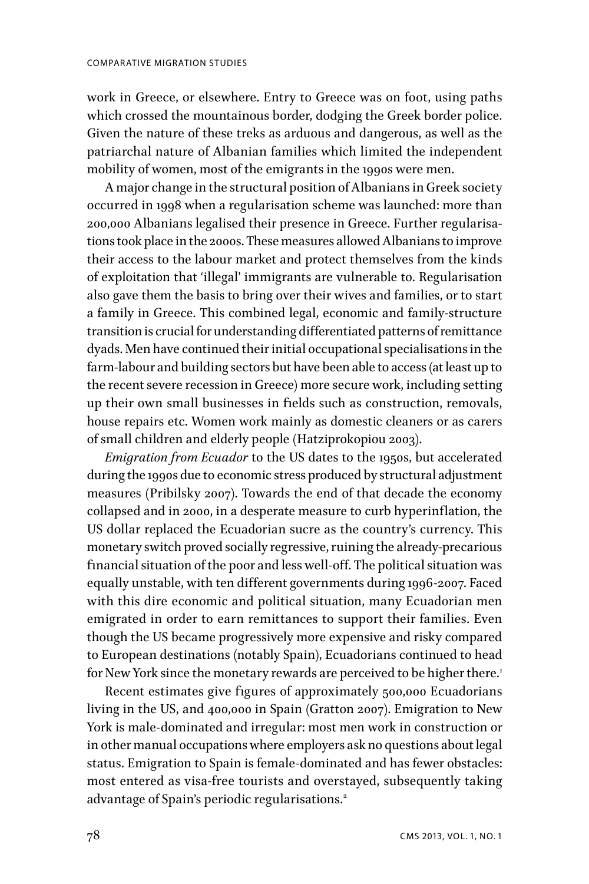work in Greece, or elsewhere. Entry to Greece was on foot, using paths which crossed the mountainous border, dodging the Greek border police. Given the nature of these treks as arduous and dangerous, as well as the patriarchal nature of Albanian families which limited the independent mobility of women, most of the emigrants in the 1990s were men.

A major change in the structural position of Albanians in Greek society occurred in 1998 when a regularisation scheme was launched: more than 200,000 Albanians legalised their presence in Greece. Further regularisations took place in the 2000s. These measures allowed Albanians to improve their access to the labour market and protect themselves from the kinds of exploitation that 'illegal' immigrants are vulnerable to. Regularisation also gave them the basis to bring over their wives and families, or to start a family in Greece. This combined legal, economic and family-structure transition is crucial for understanding differentiated patterns of remittance dyads. Men have continued their initial occupational specialisations in the farm-labour and building sectors but have been able to access (at least up to the recent severe recession in Greece) more secure work, including setting up their own small businesses in fields such as construction, removals, house repairs etc. Women work mainly as domestic cleaners or as carers of small children and elderly people (Hatziprokopiou 2003).

*Emigration from Ecuador* to the US dates to the 1950s, but accelerated during the 1990s due to economic stress produced by structural adjustment measures (Pribilsky 2007). Towards the end of that decade the economy collapsed and in 2000, in a desperate measure to curb hyperinflation, the US dollar replaced the Ecuadorian sucre as the country's currency. This monetary switch proved socially regressive, ruining the already-precarious financial situation of the poor and less well-off. The political situation was equally unstable, with ten different governments during 1996-2007. Faced with this dire economic and political situation, many Ecuadorian men emigrated in order to earn remittances to support their families. Even though the US became progressively more expensive and risky compared to European destinations (notably Spain), Ecuadorians continued to head for New York since the monetary rewards are perceived to be higher there.[1]

Recent estimates give figures of approximately 500,000 Ecuadorians living in the US, and 400,000 in Spain (Gratton 2007). Emigration to New York is male-dominated and irregular: most men work in construction or in other manual occupations where employers ask no questions about legal status. Emigration to Spain is female-dominated and has fewer obstacles: most entered as visa-free tourists and overstayed, subsequently taking advantage of Spain's periodic regularisations.[2]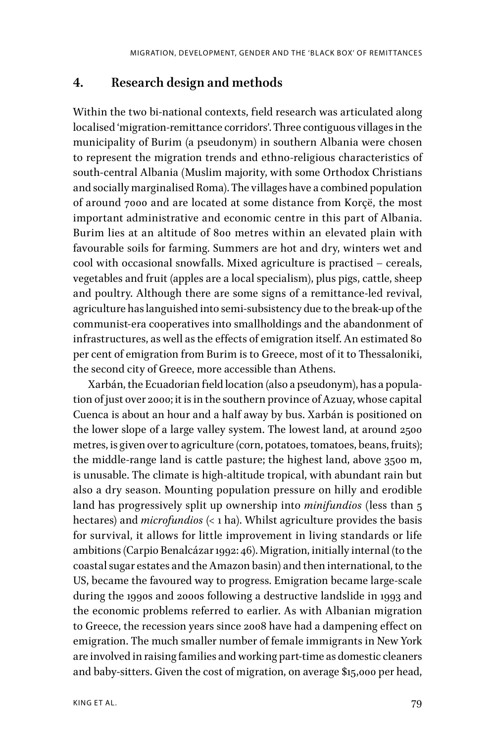## 4. Research design and methods

Within the two bi-national contexts, field research was articulated along localised 'migration-remittance corridors'. Three contiguous villages in the municipality of Burim (a pseudonym) in southern Albania were chosen to represent the migration trends and ethno-religious characteristics of south-central Albania (Muslim majority, with some Orthodox Christians and socially marginalised Roma). The villages have a combined population of around 7000 and are located at some distance from Korçë, the most important administrative and economic centre in this part of Albania. Burim lies at an altitude of 800 metres within an elevated plain with favourable soils for farming. Summers are hot and dry, winters wet and cool with occasional snowfalls. Mixed agriculture is practised – cereals, vegetables and fruit (apples are a local specialism), plus pigs, cattle, sheep and poultry. Although there are some signs of a remittance-led revival, agriculture has languished into semi-subsistency due to the break-up of the communist-era cooperatives into smallholdings and the abandonment of infrastructures, as well as the effects of emigration itself. An estimated 80 per cent of emigration from Burim is to Greece, most of it to Thessaloniki, the second city of Greece, more accessible than Athens.

Xarbán, the Ecuadorian field location (also a pseudonym), has a population of just over 2000; it is in the southern province of Azuay, whose capital Cuenca is about an hour and a half away by bus. Xarbán is positioned on the lower slope of a large valley system. The lowest land, at around 2500 metres, is given over to agriculture (corn, potatoes, tomatoes, beans, fruits); the middle-range land is cattle pasture; the highest land, above 3500 m, is unusable. The climate is high-altitude tropical, with abundant rain but also a dry season. Mounting population pressure on hilly and erodible land has progressively split up ownership into *minifundios* (less than 5 hectares) and *microfundios* (< 1 ha). Whilst agriculture provides the basis for survival, it allows for little improvement in living standards or life ambitions (Carpio Benalcázar 1992: 46). Migration, initially internal (to the coastal sugar estates and the Amazon basin) and then international, to the US, became the favoured way to progress. Emigration became large-scale during the 1990s and 2000s following a destructive landslide in 1993 and the economic problems referred to earlier. As with Albanian migration to Greece, the recession years since 2008 have had a dampening effect on emigration. The much smaller number of female immigrants in New York are involved in raising families and working part-time as domestic cleaners and baby-sitters. Given the cost of migration, on average $15,000 per head,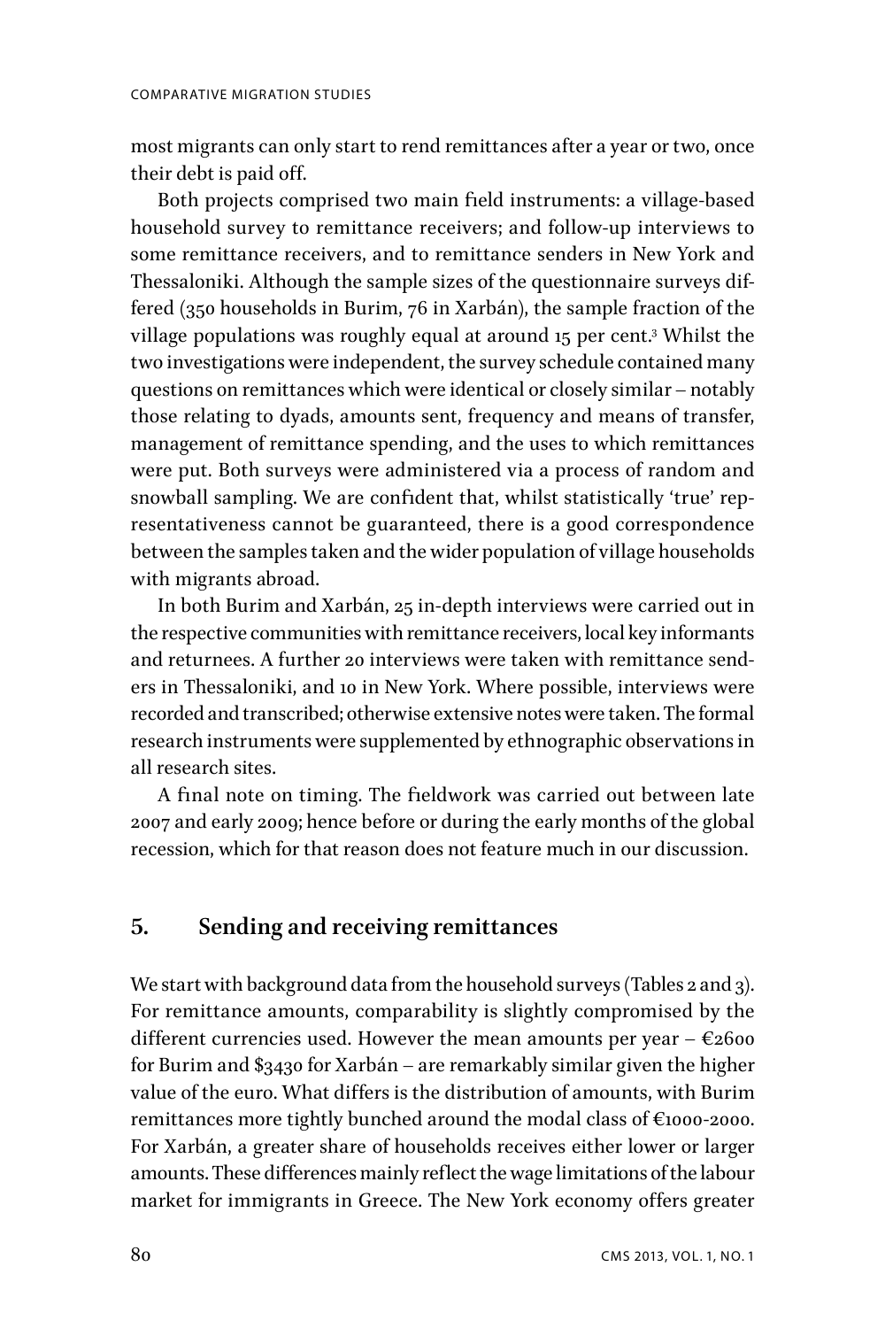most migrants can only start to rend remittances after a year or two, once their debt is paid off.

Both projects comprised two main field instruments: a village-based household survey to remittance receivers; and follow-up interviews to some remittance receivers, and to remittance senders in New York and Thessaloniki. Although the sample sizes of the questionnaire surveys differed (350 households in Burim, 76 in Xarbán), the sample fraction of the village populations was roughly equal at around 15 per cent.[3] Whilst the two investigations were independent, the survey schedule contained many questions on remittances which were identical or closely similar – notably those relating to dyads, amounts sent, frequency and means of transfer, management of remittance spending, and the uses to which remittances were put. Both surveys were administered via a process of random and snowball sampling. We are confident that, whilst statistically 'true' representativeness cannot be guaranteed, there is a good correspondence between the samples taken and the wider population of village households with migrants abroad.

In both Burim and Xarbán, 25 in-depth interviews were carried out in the respective communities with remittance receivers, local key informants and returnees. A further 20 interviews were taken with remittance senders in Thessaloniki, and 10 in New York. Where possible, interviews were recorded and transcribed; otherwise extensive notes were taken. The formal research instruments were supplemented by ethnographic observations in all research sites.

A final note on timing. The fieldwork was carried out between late 2007 and early 2009; hence before or during the early months of the global recession, which for that reason does not feature much in our discussion.

## 5. Sending and receiving remittances

We start with background data from the household surveys (Tables 2 and 3). For remittance amounts, comparability is slightly compromised by the different currencies used. However the mean amounts per year – €2600 for Burim and $3430 for Xarbán – are remarkably similar given the higher value of the euro. What differs is the distribution of amounts, with Burim remittances more tightly bunched around the modal class of €1000-2000. For Xarbán, a greater share of households receives either lower or larger amounts. These differences mainly reflect the wage limitations of the labour market for immigrants in Greece. The New York economy offers greater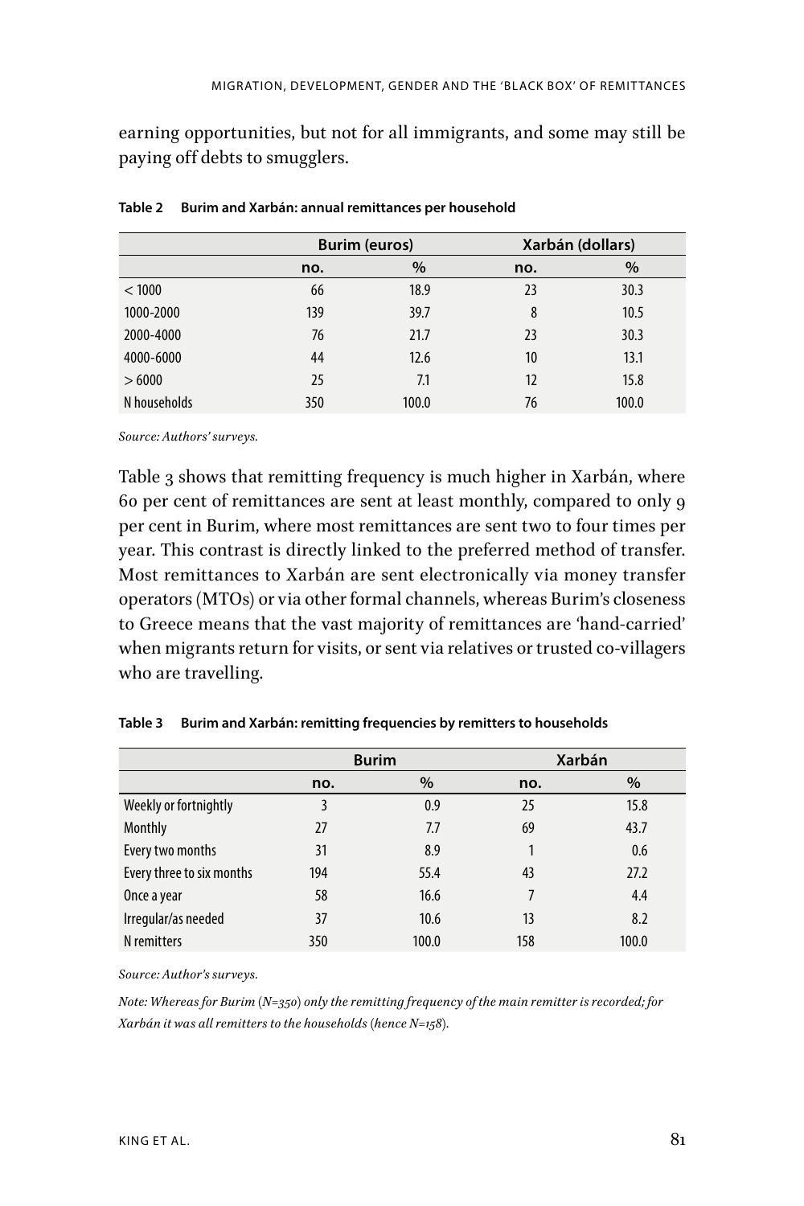earning opportunities, but not for all immigrants, and some may still be paying off debts to smugglers.

**Table 2 Burim and Xarbán: annual remittances per household**

| | Burim (euros) | | Xarbán (dollars) | |
|---|---|---|---|---|
| | **no.** | **%** | **no.** | **%** |
| < 1000 | 66 | 18.9 | 23 | 30.3 |
| 1000-2000 | 139 | 39.7 | 8 | 10.5 |
| 2000-4000 | 76 | 21.7 | 23 | 30.3 |
| 4000-6000 | 44 | 12.6 | 10 | 13.1 |
| > 6000 | 25 | 7.1 | 12 | 15.8 |
| N households | 350 | 100.0 | 76 | 100.0 |

*Source: Authors' surveys.*

Table 3 shows that remitting frequency is much higher in Xarbán, where 60 per cent of remittances are sent at least monthly, compared to only 9 per cent in Burim, where most remittances are sent two to four times per year. This contrast is directly linked to the preferred method of transfer. Most remittances to Xarbán are sent electronically via money transfer operators (MTOs) or via other formal channels, whereas Burim's closeness to Greece means that the vast majority of remittances are 'hand-carried' when migrants return for visits, or sent via relatives or trusted co-villagers who are travelling.

**Table 3 Burim and Xarbán: remitting frequencies by remitters to households**

| | Burim | | Xarbán | |
|---|---|---|---|---|
| | **no.** | **%** | **no.** | **%** |
| Weekly or fortnightly | 3 | 0.9 | 25 | 15.8 |
| Monthly | 27 | 7.7 | 69 | 43.7 |
| Every two months | 31 | 8.9 | 1 | 0.6 |
| Every three to six months | 194 | 55.4 | 43 | 27.2 |
| Once a year | 58 | 16.6 | 7 | 4.4 |
| Irregular/as needed | 37 | 10.6 | 13 | 8.2 |
| N remitters | 350 | 100.0 | 158 | 100.0 |

*Source: Author's surveys.*

*Note: Whereas for Burim (N=350) only the remitting frequency of the main remitter is recorded; for Xarbán it was all remitters to the households (hence N=158).*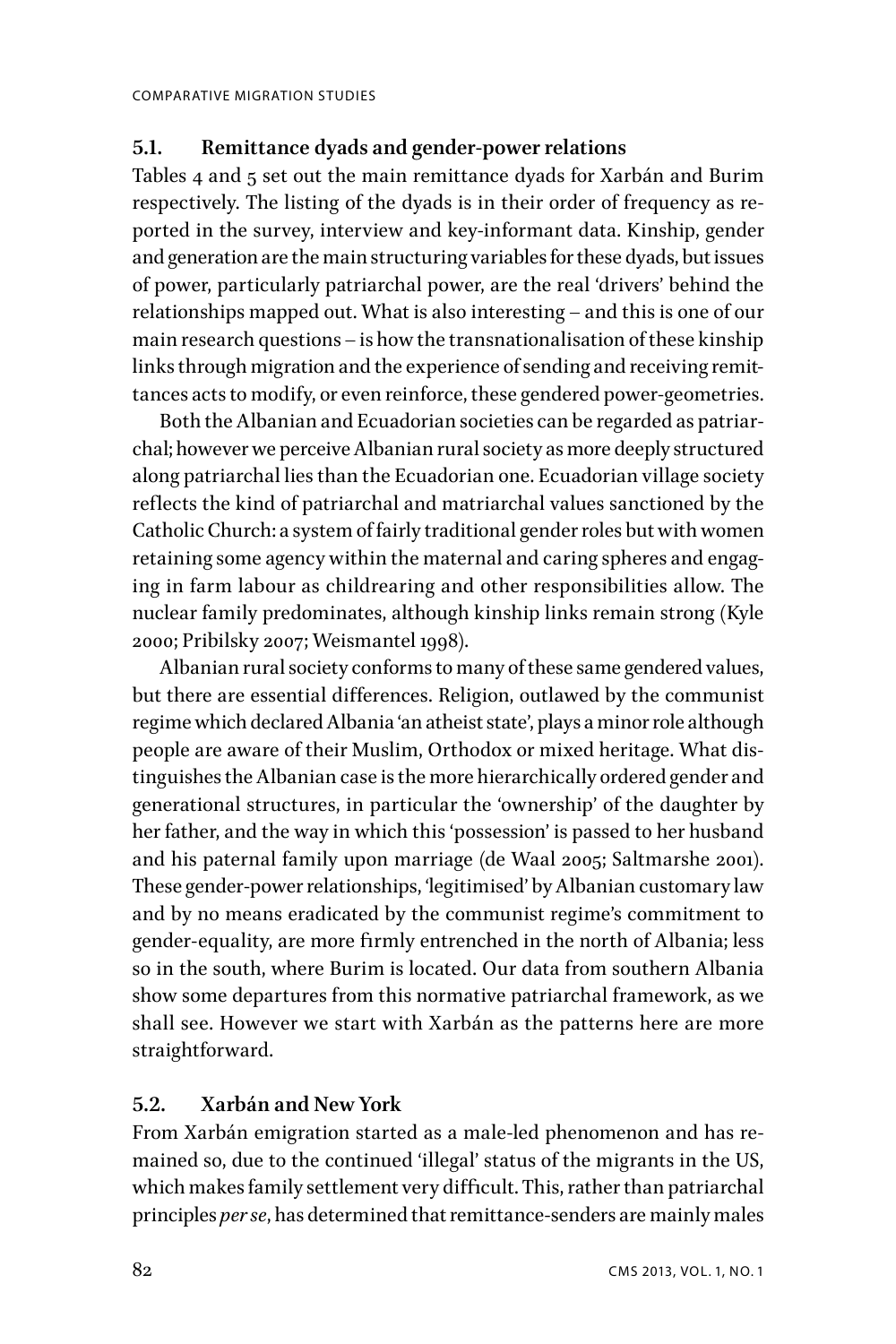### 5.1. Remittance dyads and gender-power relations

Tables 4 and 5 set out the main remittance dyads for Xarbán and Burim respectively. The listing of the dyads is in their order of frequency as reported in the survey, interview and key-informant data. Kinship, gender and generation are the main structuring variables for these dyads, but issues of power, particularly patriarchal power, are the real 'drivers' behind the relationships mapped out. What is also interesting – and this is one of our main research questions – is how the transnationalisation of these kinship links through migration and the experience of sending and receiving remittances acts to modify, or even reinforce, these gendered power-geometries.

Both the Albanian and Ecuadorian societies can be regarded as patriarchal; however we perceive Albanian rural society as more deeply structured along patriarchal lies than the Ecuadorian one. Ecuadorian village society reflects the kind of patriarchal and matriarchal values sanctioned by the Catholic Church: a system of fairly traditional gender roles but with women retaining some agency within the maternal and caring spheres and engaging in farm labour as childrearing and other responsibilities allow. The nuclear family predominates, although kinship links remain strong (Kyle 2000; Pribilsky 2007; Weismantel 1998).

Albanian rural society conforms to many of these same gendered values, but there are essential differences. Religion, outlawed by the communist regime which declared Albania 'an atheist state', plays a minor role although people are aware of their Muslim, Orthodox or mixed heritage. What distinguishes the Albanian case is the more hierarchically ordered gender and generational structures, in particular the 'ownership' of the daughter by her father, and the way in which this 'possession' is passed to her husband and his paternal family upon marriage (de Waal 2005; Saltmarshe 2001). These gender-power relationships, 'legitimised' by Albanian customary law and by no means eradicated by the communist regime's commitment to gender-equality, are more firmly entrenched in the north of Albania; less so in the south, where Burim is located. Our data from southern Albania show some departures from this normative patriarchal framework, as we shall see. However we start with Xarbán as the patterns here are more straightforward.

### 5.2. Xarbán and New York

From Xarbán emigration started as a male-led phenomenon and has remained so, due to the continued 'illegal' status of the migrants in the US, which makes family settlement very difficult. This, rather than patriarchal principles *per se*, has determined that remittance-senders are mainly males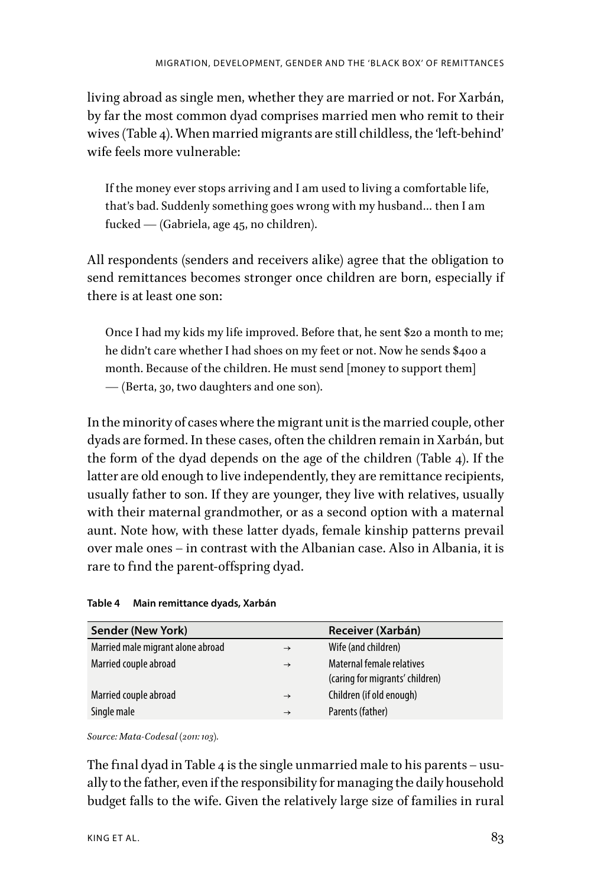living abroad as single men, whether they are married or not. For Xarbán, by far the most common dyad comprises married men who remit to their wives (Table 4). When married migrants are still childless, the 'left-behind' wife feels more vulnerable:

> If the money ever stops arriving and I am used to living a comfortable life, that's bad. Suddenly something goes wrong with my husband… then I am fucked — (Gabriela, age 45, no children).

All respondents (senders and receivers alike) agree that the obligation to send remittances becomes stronger once children are born, especially if there is at least one son:

> Once I had my kids my life improved. Before that, he sent $20 a month to me; he didn't care whether I had shoes on my feet or not. Now he sends $400 a month. Because of the children. He must send [money to support them] — (Berta, 30, two daughters and one son).

In the minority of cases where the migrant unit is the married couple, other dyads are formed. In these cases, often the children remain in Xarbán, but the form of the dyad depends on the age of the children (Table 4). If the latter are old enough to live independently, they are remittance recipients, usually father to son. If they are younger, they live with relatives, usually with their maternal grandmother, or as a second option with a maternal aunt. Note how, with these latter dyads, female kinship patterns prevail over male ones – in contrast with the Albanian case. Also in Albania, it is rare to find the parent-offspring dyad.

**Table 4 Main remittance dyads, Xarbán**

| Sender (New York) | | Receiver (Xarbán) |
|---|---|---|
| Married male migrant alone abroad | → | Wife (and children) |
| Married couple abroad | → | Maternal female relatives (caring for migrants' children) |
| Married couple abroad | → | Children (if old enough) |
| Single male | → | Parents (father) |

*Source: Mata-Codesal (2011: 103).*

The final dyad in Table 4 is the single unmarried male to his parents – usually to the father, even if the responsibility for managing the daily household budget falls to the wife. Given the relatively large size of families in rural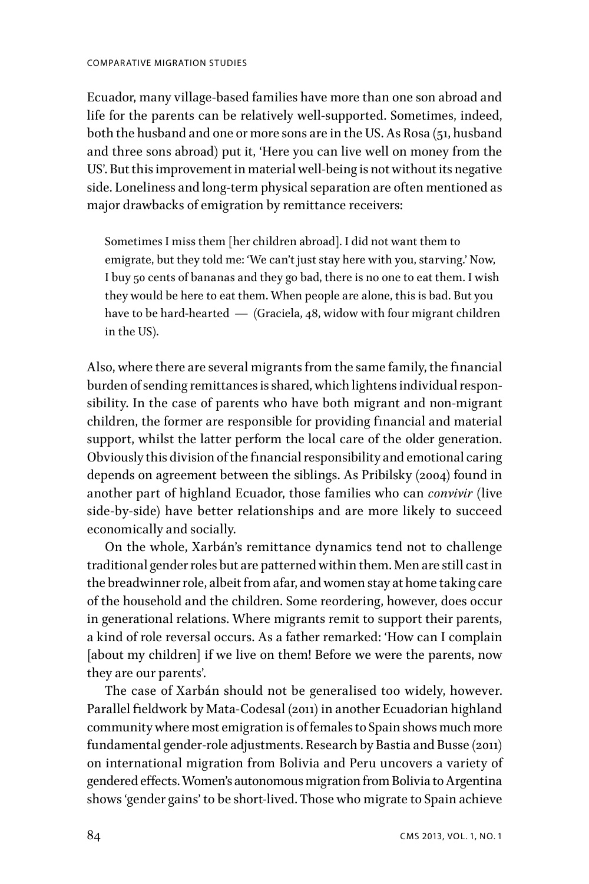Ecuador, many village-based families have more than one son abroad and life for the parents can be relatively well-supported. Sometimes, indeed, both the husband and one or more sons are in the US. As Rosa (51, husband and three sons abroad) put it, 'Here you can live well on money from the US'. But this improvement in material well-being is not without its negative side. Loneliness and long-term physical separation are often mentioned as major drawbacks of emigration by remittance receivers:

> Sometimes I miss them [her children abroad]. I did not want them to emigrate, but they told me: 'We can't just stay here with you, starving.' Now, I buy 50 cents of bananas and they go bad, there is no one to eat them. I wish they would be here to eat them. When people are alone, this is bad. But you have to be hard-hearted — (Graciela, 48, widow with four migrant children in the US).

Also, where there are several migrants from the same family, the financial burden of sending remittances is shared, which lightens individual responsibility. In the case of parents who have both migrant and non-migrant children, the former are responsible for providing financial and material support, whilst the latter perform the local care of the older generation. Obviously this division of the financial responsibility and emotional caring depends on agreement between the siblings. As Pribilsky (2004) found in another part of highland Ecuador, those families who can *convivir* (live side-by-side) have better relationships and are more likely to succeed economically and socially.

On the whole, Xarbán's remittance dynamics tend not to challenge traditional gender roles but are patterned within them. Men are still cast in the breadwinner role, albeit from afar, and women stay at home taking care of the household and the children. Some reordering, however, does occur in generational relations. Where migrants remit to support their parents, a kind of role reversal occurs. As a father remarked: 'How can I complain [about my children] if we live on them! Before we were the parents, now they are our parents'.

The case of Xarbán should not be generalised too widely, however. Parallel fieldwork by Mata-Codesal (2011) in another Ecuadorian highland community where most emigration is of females to Spain shows much more fundamental gender-role adjustments. Research by Bastia and Busse (2011) on international migration from Bolivia and Peru uncovers a variety of gendered effects. Women's autonomous migration from Bolivia to Argentina shows 'gender gains' to be short-lived. Those who migrate to Spain achieve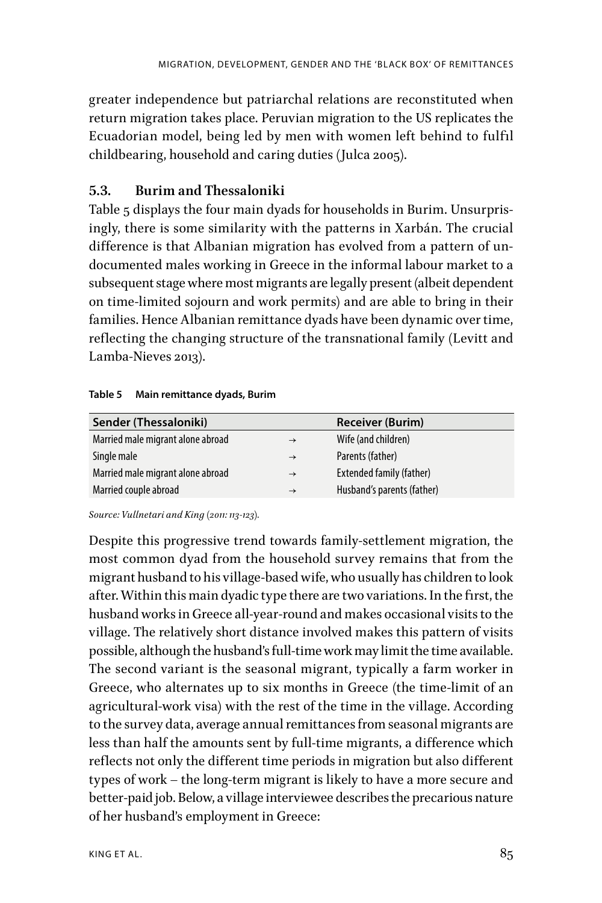greater independence but patriarchal relations are reconstituted when return migration takes place. Peruvian migration to the US replicates the Ecuadorian model, being led by men with women left behind to fulfil childbearing, household and caring duties (Julca 2005).

### 5.3. Burim and Thessaloniki

Table 5 displays the four main dyads for households in Burim. Unsurprisingly, there is some similarity with the patterns in Xarbán. The crucial difference is that Albanian migration has evolved from a pattern of undocumented males working in Greece in the informal labour market to a subsequent stage where most migrants are legally present (albeit dependent on time-limited sojourn and work permits) and are able to bring in their families. Hence Albanian remittance dyads have been dynamic over time, reflecting the changing structure of the transnational family (Levitt and Lamba-Nieves 2013).

**Table 5 Main remittance dyads, Burim**

| Sender (Thessaloniki) | | Receiver (Burim) |
|---|---|---|
| Married male migrant alone abroad | → | Wife (and children) |
| Single male | → | Parents (father) |
| Married male migrant alone abroad | → | Extended family (father) |
| Married couple abroad | → | Husband's parents (father) |

*Source: Vullnetari and King (2011: 113-123).*

Despite this progressive trend towards family-settlement migration, the most common dyad from the household survey remains that from the migrant husband to his village-based wife, who usually has children to look after. Within this main dyadic type there are two variations. In the first, the husband works in Greece all-year-round and makes occasional visits to the village. The relatively short distance involved makes this pattern of visits possible, although the husband's full-time work may limit the time available. The second variant is the seasonal migrant, typically a farm worker in Greece, who alternates up to six months in Greece (the time-limit of an agricultural-work visa) with the rest of the time in the village. According to the survey data, average annual remittances from seasonal migrants are less than half the amounts sent by full-time migrants, a difference which reflects not only the different time periods in migration but also different types of work – the long-term migrant is likely to have a more secure and better-paid job. Below, a village interviewee describes the precarious nature of her husband's employment in Greece: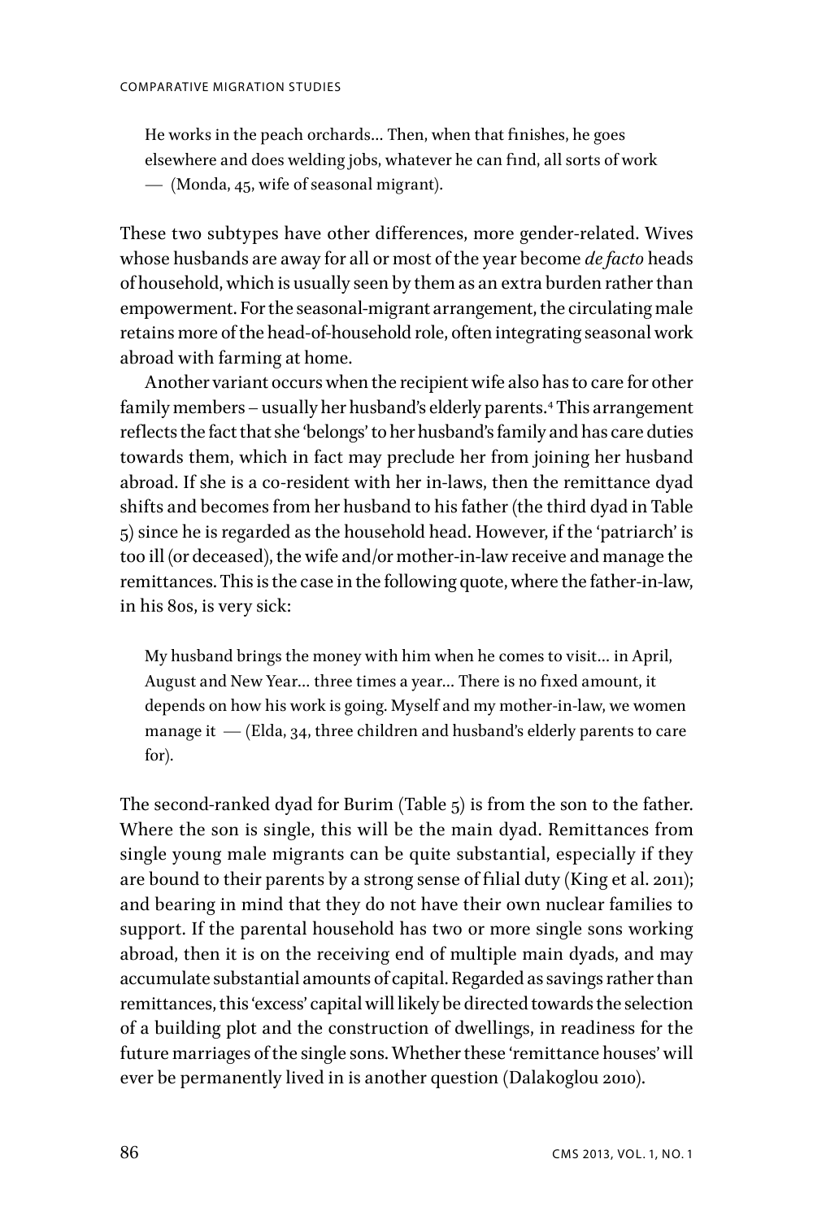> He works in the peach orchards… Then, when that finishes, he goes elsewhere and does welding jobs, whatever he can find, all sorts of work — (Monda, 45, wife of seasonal migrant).

These two subtypes have other differences, more gender-related. Wives whose husbands are away for all or most of the year become *de facto* heads of household, which is usually seen by them as an extra burden rather than empowerment. For the seasonal-migrant arrangement, the circulating male retains more of the head-of-household role, often integrating seasonal work abroad with farming at home.

Another variant occurs when the recipient wife also has to care for other family members – usually her husband's elderly parents.[4] This arrangement reflects the fact that she 'belongs' to her husband's family and has care duties towards them, which in fact may preclude her from joining her husband abroad. If she is a co-resident with her in-laws, then the remittance dyad shifts and becomes from her husband to his father (the third dyad in Table 5) since he is regarded as the household head. However, if the 'patriarch' is too ill (or deceased), the wife and/or mother-in-law receive and manage the remittances. This is the case in the following quote, where the father-in-law, in his 80s, is very sick:

> My husband brings the money with him when he comes to visit… in April, August and New Year… three times a year… There is no fixed amount, it depends on how his work is going. Myself and my mother-in-law, we women manage it — (Elda, 34, three children and husband's elderly parents to care for).

The second-ranked dyad for Burim (Table 5) is from the son to the father. Where the son is single, this will be the main dyad. Remittances from single young male migrants can be quite substantial, especially if they are bound to their parents by a strong sense of filial duty (King et al. 2011); and bearing in mind that they do not have their own nuclear families to support. If the parental household has two or more single sons working abroad, then it is on the receiving end of multiple main dyads, and may accumulate substantial amounts of capital. Regarded as savings rather than remittances, this 'excess' capital will likely be directed towards the selection of a building plot and the construction of dwellings, in readiness for the future marriages of the single sons. Whether these 'remittance houses' will ever be permanently lived in is another question (Dalakoglou 2010).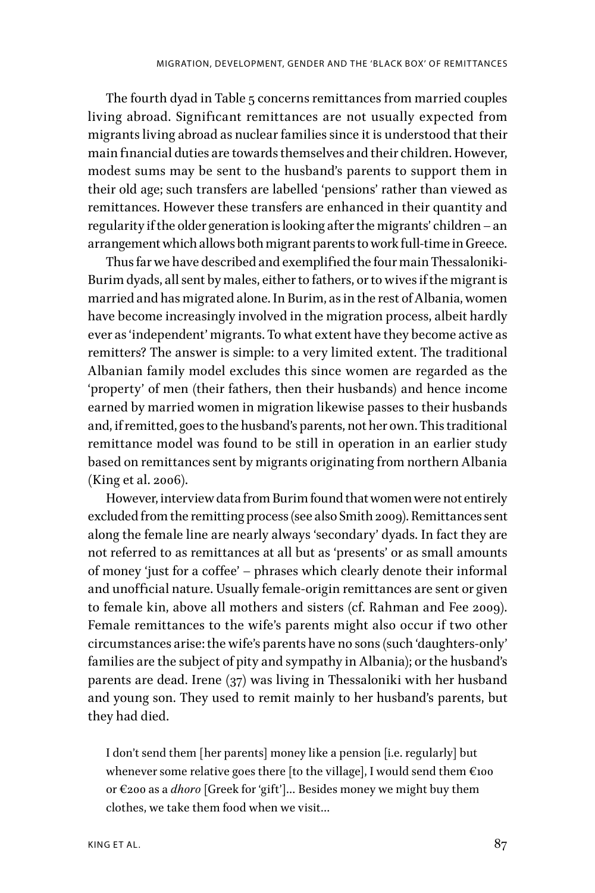The fourth dyad in Table 5 concerns remittances from married couples living abroad. Significant remittances are not usually expected from migrants living abroad as nuclear families since it is understood that their main financial duties are towards themselves and their children. However, modest sums may be sent to the husband's parents to support them in their old age; such transfers are labelled 'pensions' rather than viewed as remittances. However these transfers are enhanced in their quantity and regularity if the older generation is looking after the migrants' children – an arrangement which allows both migrant parents to work full-time in Greece.

Thus far we have described and exemplified the four main Thessaloniki-Burim dyads, all sent by males, either to fathers, or to wives if the migrant is married and has migrated alone. In Burim, as in the rest of Albania, women have become increasingly involved in the migration process, albeit hardly ever as 'independent' migrants. To what extent have they become active as remitters? The answer is simple: to a very limited extent. The traditional Albanian family model excludes this since women are regarded as the 'property' of men (their fathers, then their husbands) and hence income earned by married women in migration likewise passes to their husbands and, if remitted, goes to the husband's parents, not her own. This traditional remittance model was found to be still in operation in an earlier study based on remittances sent by migrants originating from northern Albania (King et al. 2006).

However, interview data from Burim found that women were not entirely excluded from the remitting process (see also Smith 2009). Remittances sent along the female line are nearly always 'secondary' dyads. In fact they are not referred to as remittances at all but as 'presents' or as small amounts of money 'just for a coffee' – phrases which clearly denote their informal and unofficial nature. Usually female-origin remittances are sent or given to female kin, above all mothers and sisters (cf. Rahman and Fee 2009). Female remittances to the wife's parents might also occur if two other circumstances arise: the wife's parents have no sons (such 'daughters-only' families are the subject of pity and sympathy in Albania); or the husband's parents are dead. Irene (37) was living in Thessaloniki with her husband and young son. They used to remit mainly to her husband's parents, but they had died.

> I don't send them [her parents] money like a pension [i.e. regularly] but whenever some relative goes there [to the village], I would send them €100 or €200 as a *dhoro* [Greek for 'gift']… Besides money we might buy them clothes, we take them food when we visit…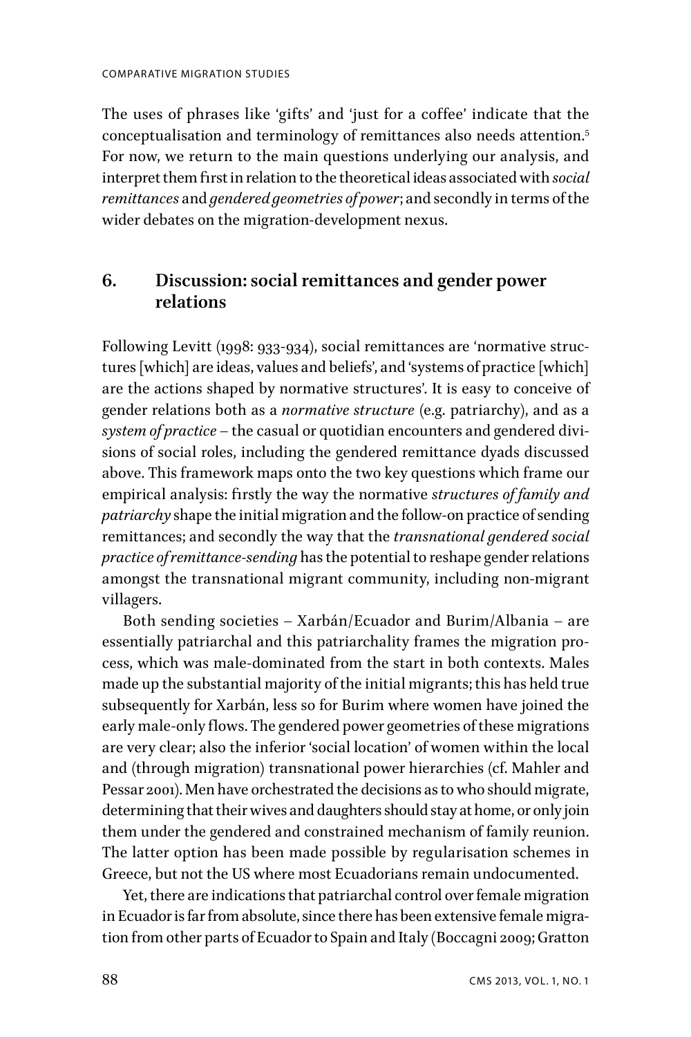The uses of phrases like 'gifts' and 'just for a coffee' indicate that the conceptualisation and terminology of remittances also needs attention.[5] For now, we return to the main questions underlying our analysis, and interpret them first in relation to the theoretical ideas associated with *social remittances* and *gendered geometries of power*; and secondly in terms of the wider debates on the migration-development nexus.

## 6. Discussion: social remittances and gender power relations

Following Levitt (1998: 933-934), social remittances are 'normative structures [which] are ideas, values and beliefs', and 'systems of practice [which] are the actions shaped by normative structures'. It is easy to conceive of gender relations both as a *normative structure* (e.g. patriarchy), and as a *system of practice* – the casual or quotidian encounters and gendered divisions of social roles, including the gendered remittance dyads discussed above. This framework maps onto the two key questions which frame our empirical analysis: firstly the way the normative *structures of family and patriarchy* shape the initial migration and the follow-on practice of sending remittances; and secondly the way that the *transnational gendered social practice of remittance-sending* has the potential to reshape gender relations amongst the transnational migrant community, including non-migrant villagers.

Both sending societies – Xarbán/Ecuador and Burim/Albania – are essentially patriarchal and this patriarchality frames the migration process, which was male-dominated from the start in both contexts. Males made up the substantial majority of the initial migrants; this has held true subsequently for Xarbán, less so for Burim where women have joined the early male-only flows. The gendered power geometries of these migrations are very clear; also the inferior 'social location' of women within the local and (through migration) transnational power hierarchies (cf. Mahler and Pessar 2001). Men have orchestrated the decisions as to who should migrate, determining that their wives and daughters should stay at home, or only join them under the gendered and constrained mechanism of family reunion. The latter option has been made possible by regularisation schemes in Greece, but not the US where most Ecuadorians remain undocumented.

Yet, there are indications that patriarchal control over female migration in Ecuador is far from absolute, since there has been extensive female migration from other parts of Ecuador to Spain and Italy (Boccagni 2009; Gratton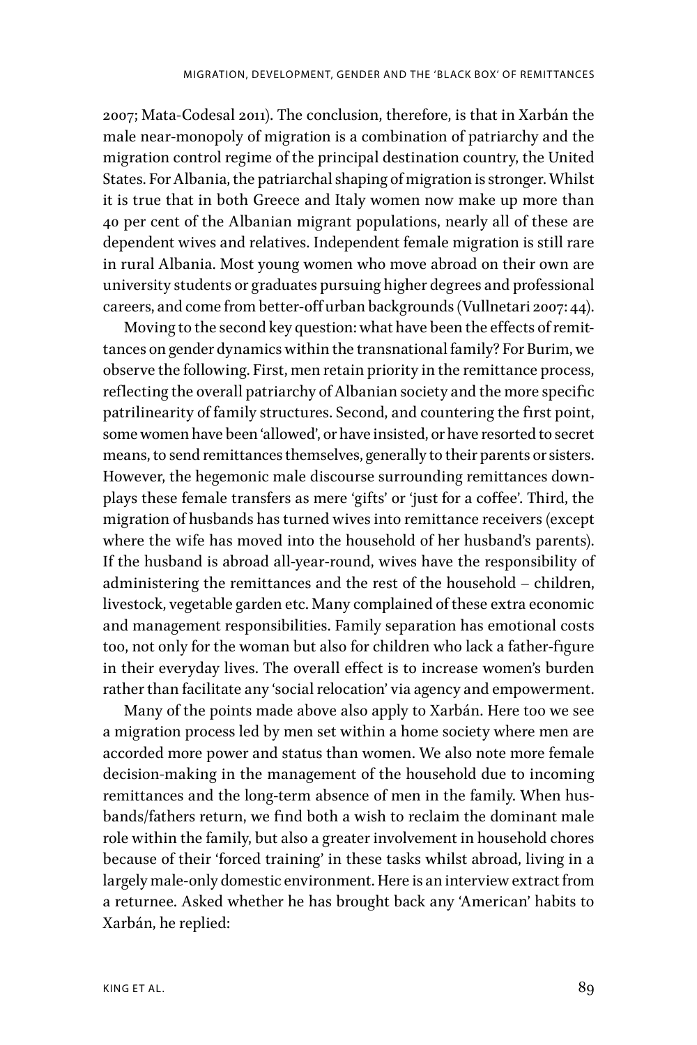2007; Mata-Codesal 2011). The conclusion, therefore, is that in Xarbán the male near-monopoly of migration is a combination of patriarchy and the migration control regime of the principal destination country, the United States. For Albania, the patriarchal shaping of migration is stronger. Whilst it is true that in both Greece and Italy women now make up more than 40 per cent of the Albanian migrant populations, nearly all of these are dependent wives and relatives. Independent female migration is still rare in rural Albania. Most young women who move abroad on their own are university students or graduates pursuing higher degrees and professional careers, and come from better-off urban backgrounds (Vullnetari 2007: 44).

Moving to the second key question: what have been the effects of remittances on gender dynamics within the transnational family? For Burim, we observe the following. First, men retain priority in the remittance process, reflecting the overall patriarchy of Albanian society and the more specific patrilinearity of family structures. Second, and countering the first point, some women have been 'allowed', or have insisted, or have resorted to secret means, to send remittances themselves, generally to their parents or sisters. However, the hegemonic male discourse surrounding remittances downplays these female transfers as mere 'gifts' or 'just for a coffee'. Third, the migration of husbands has turned wives into remittance receivers (except where the wife has moved into the household of her husband's parents). If the husband is abroad all-year-round, wives have the responsibility of administering the remittances and the rest of the household – children, livestock, vegetable garden etc. Many complained of these extra economic and management responsibilities. Family separation has emotional costs too, not only for the woman but also for children who lack a father-figure in their everyday lives. The overall effect is to increase women's burden rather than facilitate any 'social relocation' via agency and empowerment.

Many of the points made above also apply to Xarbán. Here too we see a migration process led by men set within a home society where men are accorded more power and status than women. We also note more female decision-making in the management of the household due to incoming remittances and the long-term absence of men in the family. When husbands/fathers return, we find both a wish to reclaim the dominant male role within the family, but also a greater involvement in household chores because of their 'forced training' in these tasks whilst abroad, living in a largely male-only domestic environment. Here is an interview extract from a returnee. Asked whether he has brought back any 'American' habits to Xarbán, he replied: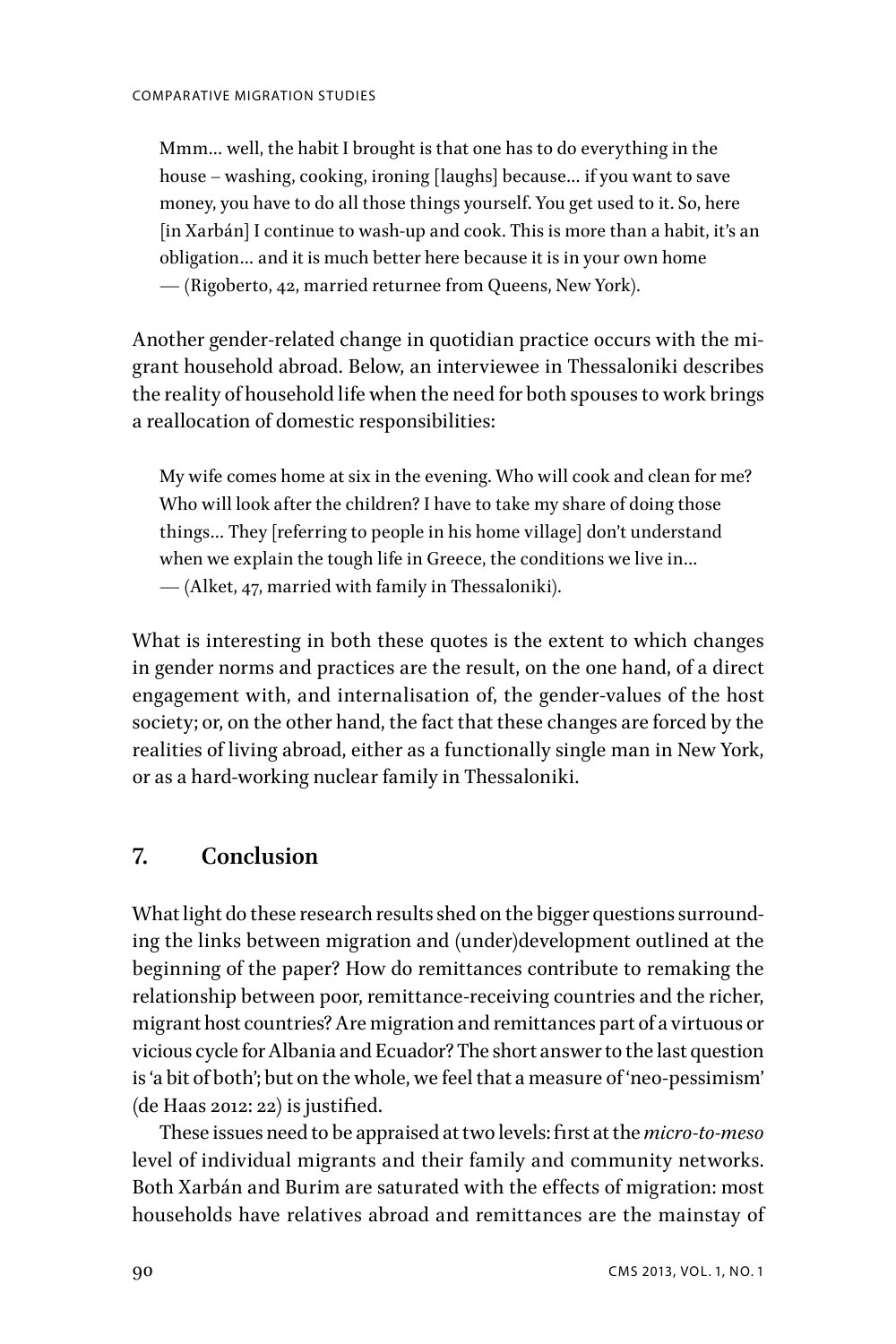> Mmm… well, the habit I brought is that one has to do everything in the house – washing, cooking, ironing [laughs] because… if you want to save money, you have to do all those things yourself. You get used to it. So, here [in Xarbán] I continue to wash-up and cook. This is more than a habit, it's an obligation… and it is much better here because it is in your own home — (Rigoberto, 42, married returnee from Queens, New York).

Another gender-related change in quotidian practice occurs with the migrant household abroad. Below, an interviewee in Thessaloniki describes the reality of household life when the need for both spouses to work brings a reallocation of domestic responsibilities:

> My wife comes home at six in the evening. Who will cook and clean for me? Who will look after the children? I have to take my share of doing those things… They [referring to people in his home village] don't understand when we explain the tough life in Greece, the conditions we live in… — (Alket, 47, married with family in Thessaloniki).

What is interesting in both these quotes is the extent to which changes in gender norms and practices are the result, on the one hand, of a direct engagement with, and internalisation of, the gender-values of the host society; or, on the other hand, the fact that these changes are forced by the realities of living abroad, either as a functionally single man in New York, or as a hard-working nuclear family in Thessaloniki.

## 7. Conclusion

What light do these research results shed on the bigger questions surrounding the links between migration and (under)development outlined at the beginning of the paper? How do remittances contribute to remaking the relationship between poor, remittance-receiving countries and the richer, migrant host countries? Are migration and remittances part of a virtuous or vicious cycle for Albania and Ecuador? The short answer to the last question is 'a bit of both'; but on the whole, we feel that a measure of 'neo-pessimism' (de Haas 2012: 22) is justified.

These issues need to be appraised at two levels: first at the *micro-to-meso* level of individual migrants and their family and community networks. Both Xarbán and Burim are saturated with the effects of migration: most households have relatives abroad and remittances are the mainstay of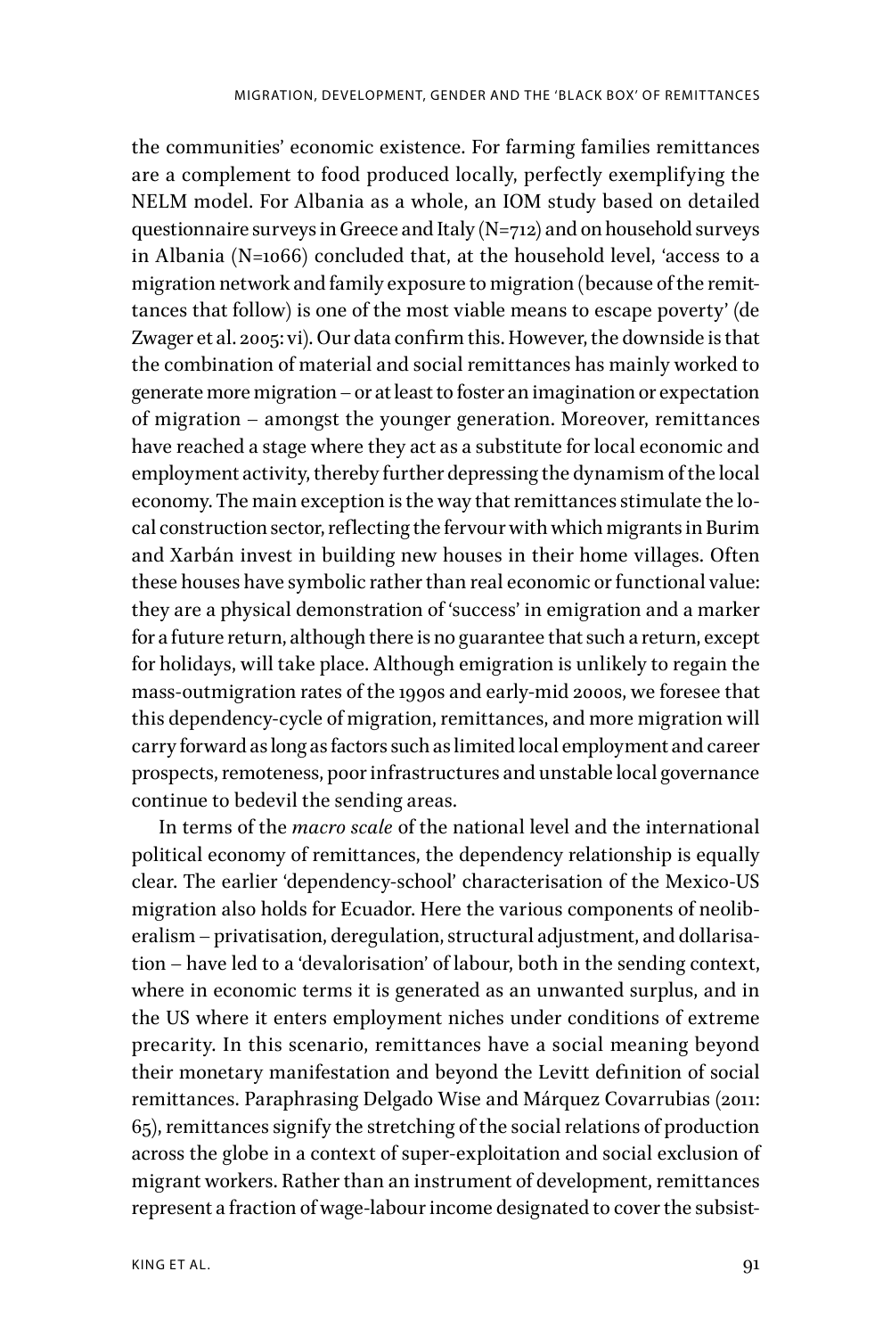the communities' economic existence. For farming families remittances are a complement to food produced locally, perfectly exemplifying the NELM model. For Albania as a whole, an IOM study based on detailed questionnaire surveys in Greece and Italy (N=712) and on household surveys in Albania (N=1066) concluded that, at the household level, 'access to a migration network and family exposure to migration (because of the remittances that follow) is one of the most viable means to escape poverty' (de Zwager et al. 2005: vi). Our data confirm this. However, the downside is that the combination of material and social remittances has mainly worked to generate more migration – or at least to foster an imagination or expectation of migration – amongst the younger generation. Moreover, remittances have reached a stage where they act as a substitute for local economic and employment activity, thereby further depressing the dynamism of the local economy. The main exception is the way that remittances stimulate the local construction sector, reflecting the fervour with which migrants in Burim and Xarbán invest in building new houses in their home villages. Often these houses have symbolic rather than real economic or functional value: they are a physical demonstration of 'success' in emigration and a marker for a future return, although there is no guarantee that such a return, except for holidays, will take place. Although emigration is unlikely to regain the mass-outmigration rates of the 1990s and early-mid 2000s, we foresee that this dependency-cycle of migration, remittances, and more migration will carry forward as long as factors such as limited local employment and career prospects, remoteness, poor infrastructures and unstable local governance continue to bedevil the sending areas.

In terms of the *macro scale* of the national level and the international political economy of remittances, the dependency relationship is equally clear. The earlier 'dependency-school' characterisation of the Mexico-US migration also holds for Ecuador. Here the various components of neoliberalism – privatisation, deregulation, structural adjustment, and dollarisation – have led to a 'devalorisation' of labour, both in the sending context, where in economic terms it is generated as an unwanted surplus, and in the US where it enters employment niches under conditions of extreme precarity. In this scenario, remittances have a social meaning beyond their monetary manifestation and beyond the Levitt definition of social remittances. Paraphrasing Delgado Wise and Márquez Covarrubias (2011: 65), remittances signify the stretching of the social relations of production across the globe in a context of super-exploitation and social exclusion of migrant workers. Rather than an instrument of development, remittances represent a fraction of wage-labour income designated to cover the subsist-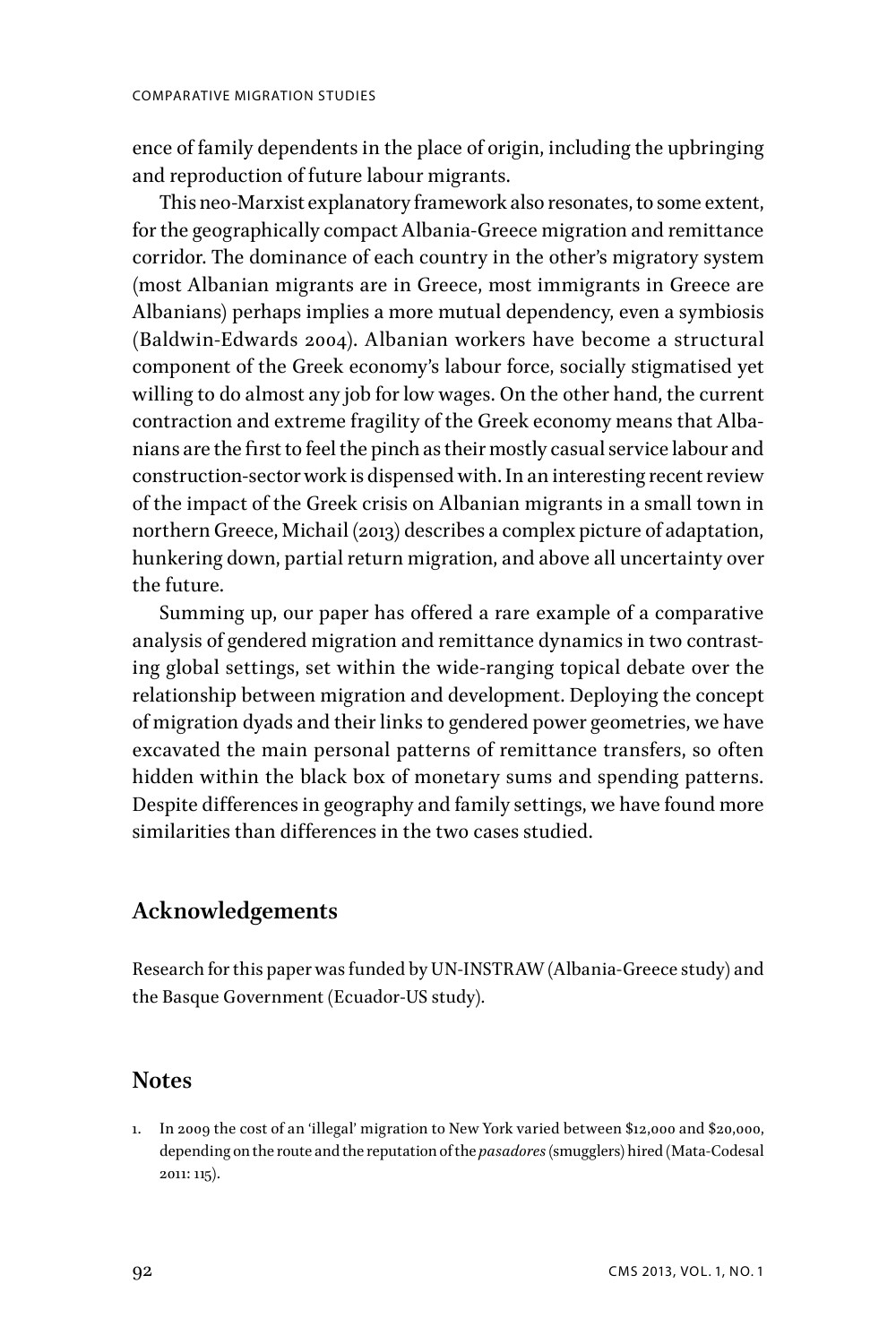ence of family dependents in the place of origin, including the upbringing and reproduction of future labour migrants.

This neo-Marxist explanatory framework also resonates, to some extent, for the geographically compact Albania-Greece migration and remittance corridor. The dominance of each country in the other's migratory system (most Albanian migrants are in Greece, most immigrants in Greece are Albanians) perhaps implies a more mutual dependency, even a symbiosis (Baldwin-Edwards 2004). Albanian workers have become a structural component of the Greek economy's labour force, socially stigmatised yet willing to do almost any job for low wages. On the other hand, the current contraction and extreme fragility of the Greek economy means that Albanians are the first to feel the pinch as their mostly casual service labour and construction-sector work is dispensed with. In an interesting recent review of the impact of the Greek crisis on Albanian migrants in a small town in northern Greece, Michail (2013) describes a complex picture of adaptation, hunkering down, partial return migration, and above all uncertainty over the future.

Summing up, our paper has offered a rare example of a comparative analysis of gendered migration and remittance dynamics in two contrasting global settings, set within the wide-ranging topical debate over the relationship between migration and development. Deploying the concept of migration dyads and their links to gendered power geometries, we have excavated the main personal patterns of remittance transfers, so often hidden within the black box of monetary sums and spending patterns. Despite differences in geography and family settings, we have found more similarities than differences in the two cases studied.

## Acknowledgements

Research for this paper was funded by UN-INSTRAW (Albania-Greece study) and the Basque Government (Ecuador-US study).

## Notes

1. In 2009 the cost of an 'illegal' migration to New York varied between $12,000 and $20,000, depending on the route and the reputation of the *pasadores* (smugglers) hired (Mata-Codesal 2011: 115).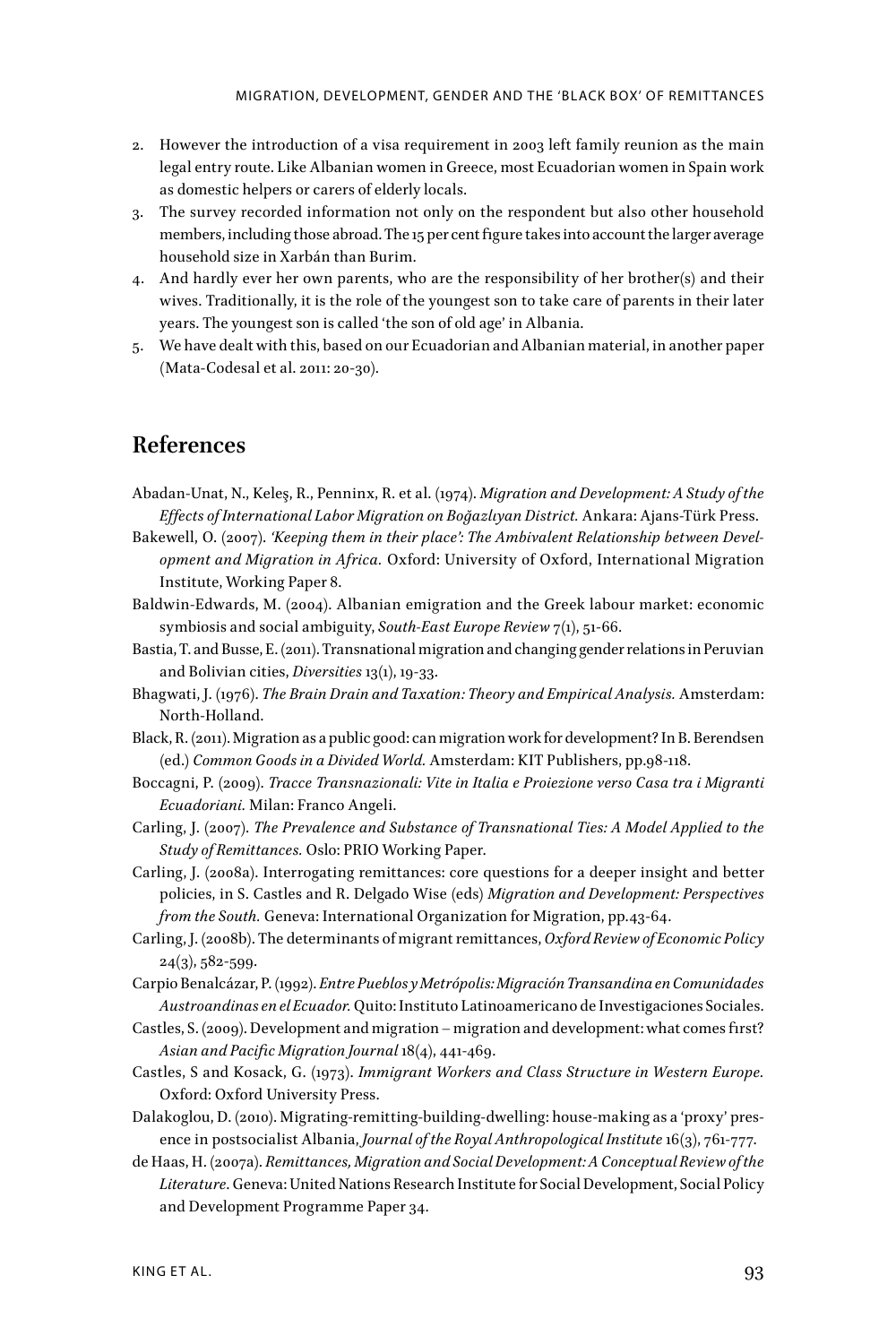2. However the introduction of a visa requirement in 2003 left family reunion as the main legal entry route. Like Albanian women in Greece, most Ecuadorian women in Spain work as domestic helpers or carers of elderly locals.
3. The survey recorded information not only on the respondent but also other household members, including those abroad. The 15 per cent figure takes into account the larger average household size in Xarbán than Burim.
4. And hardly ever her own parents, who are the responsibility of her brother(s) and their wives. Traditionally, it is the role of the youngest son to take care of parents in their later years. The youngest son is called 'the son of old age' in Albania.
5. We have dealt with this, based on our Ecuadorian and Albanian material, in another paper (Mata-Codesal et al. 2011: 20-30).

## References

Abadan-Unat, N., Keleş, R., Penninx, R. et al. (1974). *Migration and Development: A Study of the Effects of International Labor Migration on Boğazlıyan District.* Ankara: Ajans-Türk Press.

Bakewell, O. (2007). *'Keeping them in their place': The Ambivalent Relationship between Development and Migration in Africa.* Oxford: University of Oxford, International Migration Institute, Working Paper 8.

Baldwin-Edwards, M. (2004). Albanian emigration and the Greek labour market: economic symbiosis and social ambiguity, *South-East Europe Review* 7(1), 51-66.

Bastia, T. and Busse, E. (2011). Transnational migration and changing gender relations in Peruvian and Bolivian cities, *Diversities* 13(1), 19-33.

Bhagwati, J. (1976). *The Brain Drain and Taxation: Theory and Empirical Analysis.* Amsterdam: North-Holland.

Black, R. (2011). Migration as a public good: can migration work for development? In B. Berendsen (ed.) *Common Goods in a Divided World.* Amsterdam: KIT Publishers, pp.98-118.

Boccagni, P. (2009). *Tracce Transnazionali: Vite in Italia e Proiezione verso Casa tra i Migranti Ecuadoriani.* Milan: Franco Angeli.

Carling, J. (2007). *The Prevalence and Substance of Transnational Ties: A Model Applied to the Study of Remittances.* Oslo: PRIO Working Paper.

Carling, J. (2008a). Interrogating remittances: core questions for a deeper insight and better policies, in S. Castles and R. Delgado Wise (eds) *Migration and Development: Perspectives from the South.* Geneva: International Organization for Migration, pp.43-64.

Carling, J. (2008b). The determinants of migrant remittances, *Oxford Review of Economic Policy* 24(3), 582-599.

Carpio Benalcázar, P. (1992). *Entre Pueblos y Metrópolis: Migración Transandina en Comunidades Austroandinas en el Ecuador.* Quito: Instituto Latinoamericano de Investigaciones Sociales.

Castles, S. (2009). Development and migration – migration and development: what comes first? *Asian and Pacific Migration Journal* 18(4), 441-469.

Castles, S and Kosack, G. (1973). *Immigrant Workers and Class Structure in Western Europe.* Oxford: Oxford University Press.

Dalakoglou, D. (2010). Migrating-remitting-building-dwelling: house-making as a 'proxy' presence in postsocialist Albania, *Journal of the Royal Anthropological Institute* 16(3), 761-777.

de Haas, H. (2007a). *Remittances, Migration and Social Development: A Conceptual Review of the Literature.* Geneva: United Nations Research Institute for Social Development, Social Policy and Development Programme Paper 34.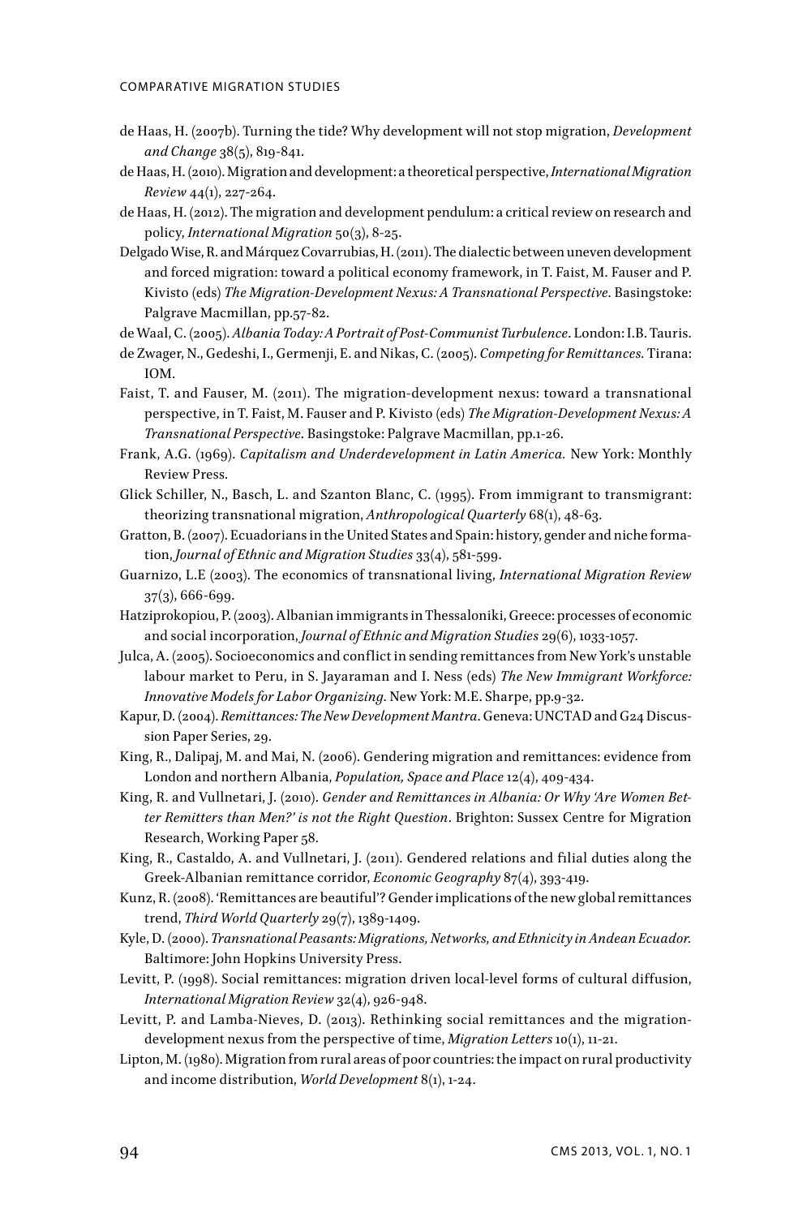de Haas, H. (2007b). Turning the tide? Why development will not stop migration, *Development and Change* 38(5), 819-841.

de Haas, H. (2010). Migration and development: a theoretical perspective, *International Migration Review* 44(1), 227-264.

de Haas, H. (2012). The migration and development pendulum: a critical review on research and policy, *International Migration* 50(3), 8-25.

Delgado Wise, R. and Márquez Covarrubias, H. (2011). The dialectic between uneven development and forced migration: toward a political economy framework, in T. Faist, M. Fauser and P. Kivisto (eds) *The Migration-Development Nexus: A Transnational Perspective*. Basingstoke: Palgrave Macmillan, pp.57-82.

de Waal, C. (2005). *Albania Today: A Portrait of Post-Communist Turbulence*. London: I.B. Tauris.

de Zwager, N., Gedeshi, I., Germenji, E. and Nikas, C. (2005). *Competing for Remittances.* Tirana: IOM.

Faist, T. and Fauser, M. (2011). The migration-development nexus: toward a transnational perspective, in T. Faist, M. Fauser and P. Kivisto (eds) *The Migration-Development Nexus: A Transnational Perspective*. Basingstoke: Palgrave Macmillan, pp.1-26.

Frank, A.G. (1969). *Capitalism and Underdevelopment in Latin America.* New York: Monthly Review Press.

Glick Schiller, N., Basch, L. and Szanton Blanc, C. (1995). From immigrant to transmigrant: theorizing transnational migration, *Anthropological Quarterly* 68(1), 48-63.

Gratton, B. (2007). Ecuadorians in the United States and Spain: history, gender and niche formation, *Journal of Ethnic and Migration Studies* 33(4), 581-599.

Guarnizo, L.E (2003). The economics of transnational living, *International Migration Review* 37(3), 666-699.

Hatziprokopiou, P. (2003). Albanian immigrants in Thessaloniki, Greece: processes of economic and social incorporation, *Journal of Ethnic and Migration Studies* 29(6), 1033-1057.

Julca, A. (2005). Socioeconomics and conflict in sending remittances from New York's unstable labour market to Peru, in S. Jayaraman and I. Ness (eds) *The New Immigrant Workforce: Innovative Models for Labor Organizing*. New York: M.E. Sharpe, pp.9-32.

Kapur, D. (2004). *Remittances: The New Development Mantra*. Geneva: UNCTAD and G24 Discussion Paper Series, 29.

King, R., Dalipaj, M. and Mai, N. (2006). Gendering migration and remittances: evidence from London and northern Albania, *Population, Space and Place* 12(4), 409-434.

King, R. and Vullnetari, J. (2010). *Gender and Remittances in Albania: Or Why 'Are Women Better Remitters than Men?' is not the Right Question*. Brighton: Sussex Centre for Migration Research, Working Paper 58.

King, R., Castaldo, A. and Vullnetari, J. (2011). Gendered relations and filial duties along the Greek-Albanian remittance corridor, *Economic Geography* 87(4), 393-419.

Kunz, R. (2008). 'Remittances are beautiful'? Gender implications of the new global remittances trend, *Third World Quarterly* 29(7), 1389-1409.

Kyle, D. (2000). *Transnational Peasants: Migrations, Networks, and Ethnicity in Andean Ecuador.* Baltimore: John Hopkins University Press.

Levitt, P. (1998). Social remittances: migration driven local-level forms of cultural diffusion, *International Migration Review* 32(4), 926-948.

Levitt, P. and Lamba-Nieves, D. (2013). Rethinking social remittances and the migration-development nexus from the perspective of time, *Migration Letters* 10(1), 11-21.

Lipton, M. (1980). Migration from rural areas of poor countries: the impact on rural productivity and income distribution, *World Development* 8(1), 1-24.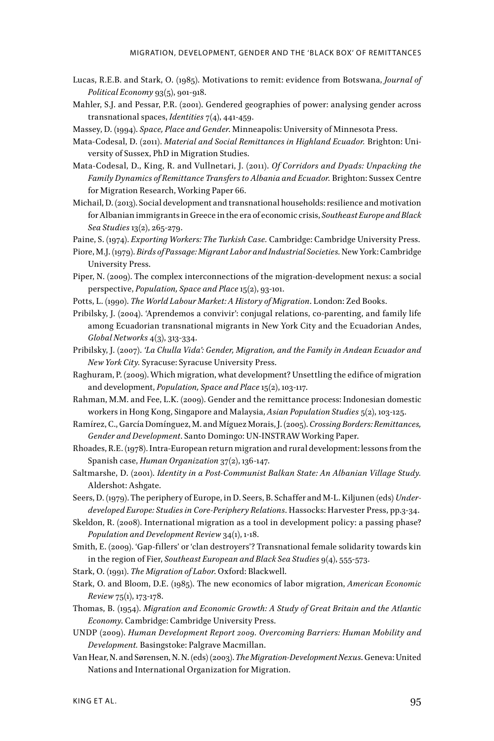Lucas, R.E.B. and Stark, O. (1985). Motivations to remit: evidence from Botswana, *Journal of Political Economy* 93(5), 901-918.

Mahler, S.J. and Pessar, P.R. (2001). Gendered geographies of power: analysing gender across transnational spaces, *Identities* 7(4), 441-459.

Massey, D. (1994). *Space, Place and Gender*. Minneapolis: University of Minnesota Press.

Mata-Codesal, D. (2011). *Material and Social Remittances in Highland Ecuador.* Brighton: University of Sussex, PhD in Migration Studies.

Mata-Codesal, D., King, R. and Vullnetari, J. (2011). *Of Corridors and Dyads: Unpacking the Family Dynamics of Remittance Transfers to Albania and Ecuador.* Brighton: Sussex Centre for Migration Research, Working Paper 66.

Michail, D. (2013). Social development and transnational households: resilience and motivation for Albanian immigrants in Greece in the era of economic crisis, *Southeast Europe and Black Sea Studies* 13(2), 265-279.

Paine, S. (1974). *Exporting Workers: The Turkish Case.* Cambridge: Cambridge University Press.

Piore, M.J. (1979). *Birds of Passage: Migrant Labor and Industrial Societies.* New York: Cambridge University Press.

Piper, N. (2009). The complex interconnections of the migration-development nexus: a social perspective, *Population, Space and Place* 15(2), 93-101.

Potts, L. (1990). *The World Labour Market: A History of Migration*. London: Zed Books.

Pribilsky, J. (2004). 'Aprendemos a convivir': conjugal relations, co-parenting, and family life among Ecuadorian transnational migrants in New York City and the Ecuadorian Andes, *Global Networks* 4(3), 313-334.

Pribilsky, J. (2007). *'La Chulla Vida': Gender, Migration, and the Family in Andean Ecuador and New York City.* Syracuse: Syracuse University Press.

Raghuram, P. (2009). Which migration, what development? Unsettling the edifice of migration and development, *Population, Space and Place* 15(2), 103-117.

Rahman, M.M. and Fee, L.K. (2009). Gender and the remittance process: Indonesian domestic workers in Hong Kong, Singapore and Malaysia, *Asian Population Studies* 5(2), 103-125.

Ramírez, C., García Domínguez, M. and Míguez Morais, J. (2005). *Crossing Borders: Remittances, Gender and Development*. Santo Domingo: UN-INSTRAW Working Paper.

Rhoades, R.E. (1978). Intra-European return migration and rural development: lessons from the Spanish case, *Human Organization* 37(2), 136-147.

Saltmarshe, D. (2001). *Identity in a Post-Communist Balkan State: An Albanian Village Study.* Aldershot: Ashgate.

Seers, D. (1979). The periphery of Europe, in D. Seers, B. Schaffer and M-L. Kiljunen (eds) *Underdeveloped Europe: Studies in Core-Periphery Relations*. Hassocks: Harvester Press, pp.3-34.

Skeldon, R. (2008). International migration as a tool in development policy: a passing phase? *Population and Development Review* 34(1), 1-18.

Smith, E. (2009). 'Gap-fillers' or 'clan destroyers'? Transnational female solidarity towards kin in the region of Fier, *Southeast European and Black Sea Studies* 9(4), 555-573.

Stark, O. (1991). *The Migration of Labor*. Oxford: Blackwell.

Stark, O. and Bloom, D.E. (1985). The new economics of labor migration, *American Economic Review* 75(1), 173-178.

Thomas, B. (1954). *Migration and Economic Growth: A Study of Great Britain and the Atlantic Economy.* Cambridge: Cambridge University Press.

UNDP (2009). *Human Development Report 2009. Overcoming Barriers: Human Mobility and Development.* Basingstoke: Palgrave Macmillan.

Van Hear, N. and Sørensen, N. N. (eds) (2003). *The Migration-Development Nexus*. Geneva: United Nations and International Organization for Migration.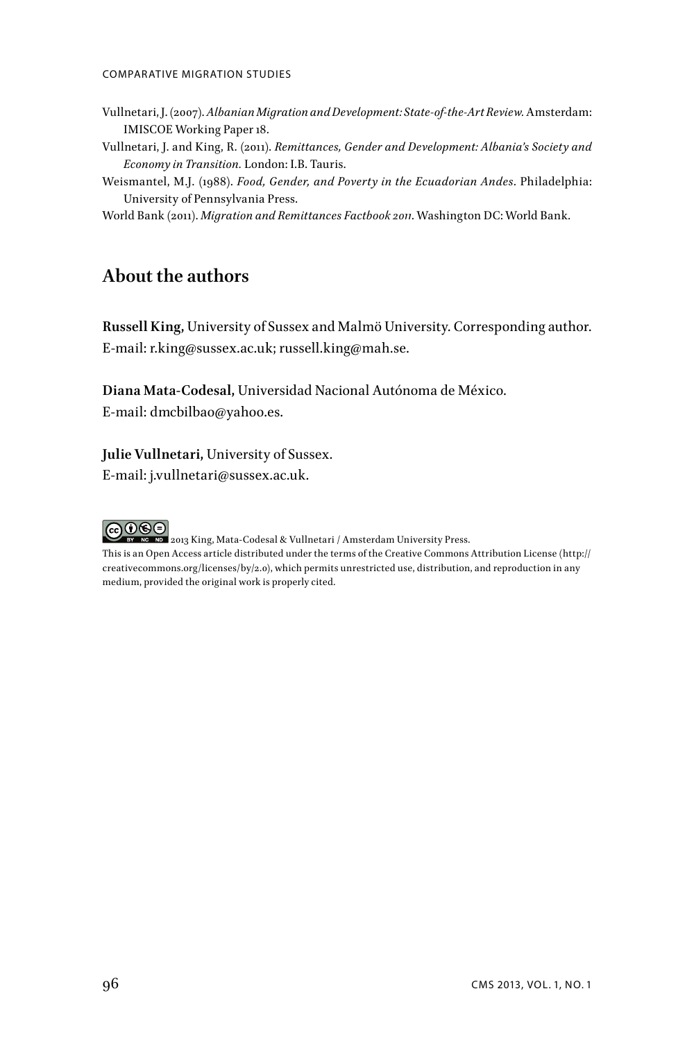Vullnetari, J. (2007). *Albanian Migration and Development: State-of-the-Art Review.* Amsterdam: IMISCOE Working Paper 18.

Vullnetari, J. and King, R. (2011). *Remittances, Gender and Development: Albania's Society and Economy in Transition.* London: I.B. Tauris.

Weismantel, M.J. (1988). *Food, Gender, and Poverty in the Ecuadorian Andes.* Philadelphia: University of Pennsylvania Press.

World Bank (2011). *Migration and Remittances Factbook 2011.* Washington DC: World Bank.

## About the authors

**Russell King,** University of Sussex and Malmö University. Corresponding author. E-mail: r.king@sussex.ac.uk; russell.king@mah.se.

**Diana Mata-Codesal,** Universidad Nacional Autónoma de México. E-mail: dmcbilbao@yahoo.es.

**Julie Vullnetari,** University of Sussex. E-mail: j.vullnetari@sussex.ac.uk.

2013 King, Mata-Codesal & Vullnetari / Amsterdam University Press.

This is an Open Access article distributed under the terms of the Creative Commons Attribution License (http://creativecommons.org/licenses/by/2.0), which permits unrestricted use, distribution, and reproduction in any medium, provided the original work is properly cited.